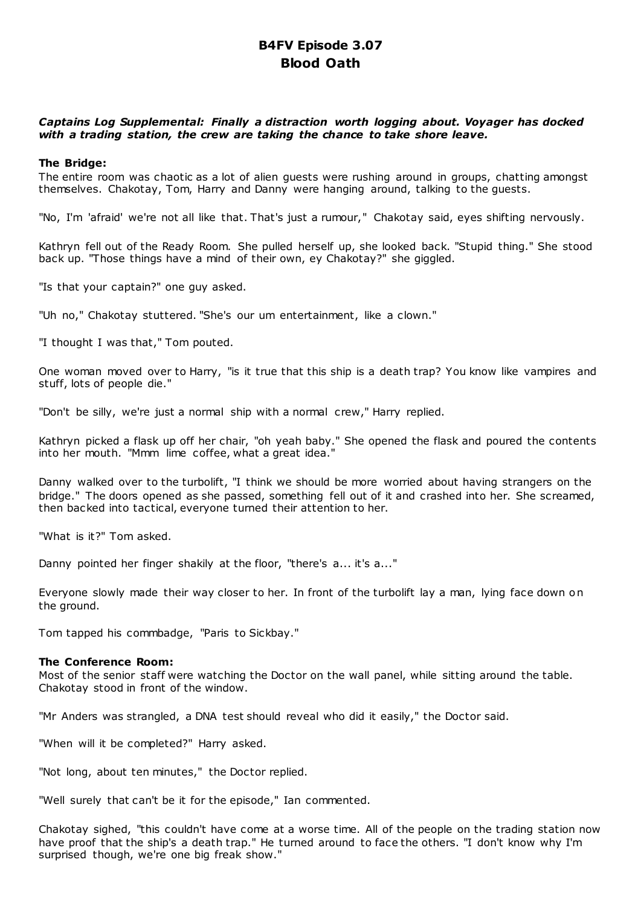# B4FV Episode 3.07
# Blood Oath

***Captains Log Supplemental: Finally a distraction worth logging about. Voyager has docked with a trading station, the crew are taking the chance to take shore leave.***

**The Bridge:**
The entire room was chaotic as a lot of alien guests were rushing around in groups, chatting amongst themselves. Chakotay, Tom, Harry and Danny were hanging around, talking to the guests.

"No, I'm 'afraid' we're not all like that. That's just a rumour," Chakotay said, eyes shifting nervously.

Kathryn fell out of the Ready Room. She pulled herself up, she looked back. "Stupid thing." She stood back up. "Those things have a mind of their own, ey Chakotay?" she giggled.

"Is that your captain?" one guy asked.

"Uh no," Chakotay stuttered. "She's our um entertainment, like a clown."

"I thought I was that," Tom pouted.

One woman moved over to Harry, "is it true that this ship is a death trap? You know like vampires and stuff, lots of people die."

"Don't be silly, we're just a normal ship with a normal crew," Harry replied.

Kathryn picked a flask up off her chair, "oh yeah baby." She opened the flask and poured the contents into her mouth. "Mmm lime coffee, what a great idea."

Danny walked over to the turbolift, "I think we should be more worried about having strangers on the bridge." The doors opened as she passed, something fell out of it and crashed into her. She screamed, then backed into tactical, everyone turned their attention to her.

"What is it?" Tom asked.

Danny pointed her finger shakily at the floor, "there's a... it's a..."

Everyone slowly made their way closer to her. In front of the turbolift lay a man, lying face down on the ground.

Tom tapped his commbadge, "Paris to Sickbay."

**The Conference Room:**
Most of the senior staff were watching the Doctor on the wall panel, while sitting around the table. Chakotay stood in front of the window.

"Mr Anders was strangled, a DNA test should reveal who did it easily," the Doctor said.

"When will it be completed?" Harry asked.

"Not long, about ten minutes," the Doctor replied.

"Well surely that can't be it for the episode," Ian commented.

Chakotay sighed, "this couldn't have come at a worse time. All of the people on the trading station now have proof that the ship's a death trap." He turned around to face the others. "I don't know why I'm surprised though, we're one big freak show."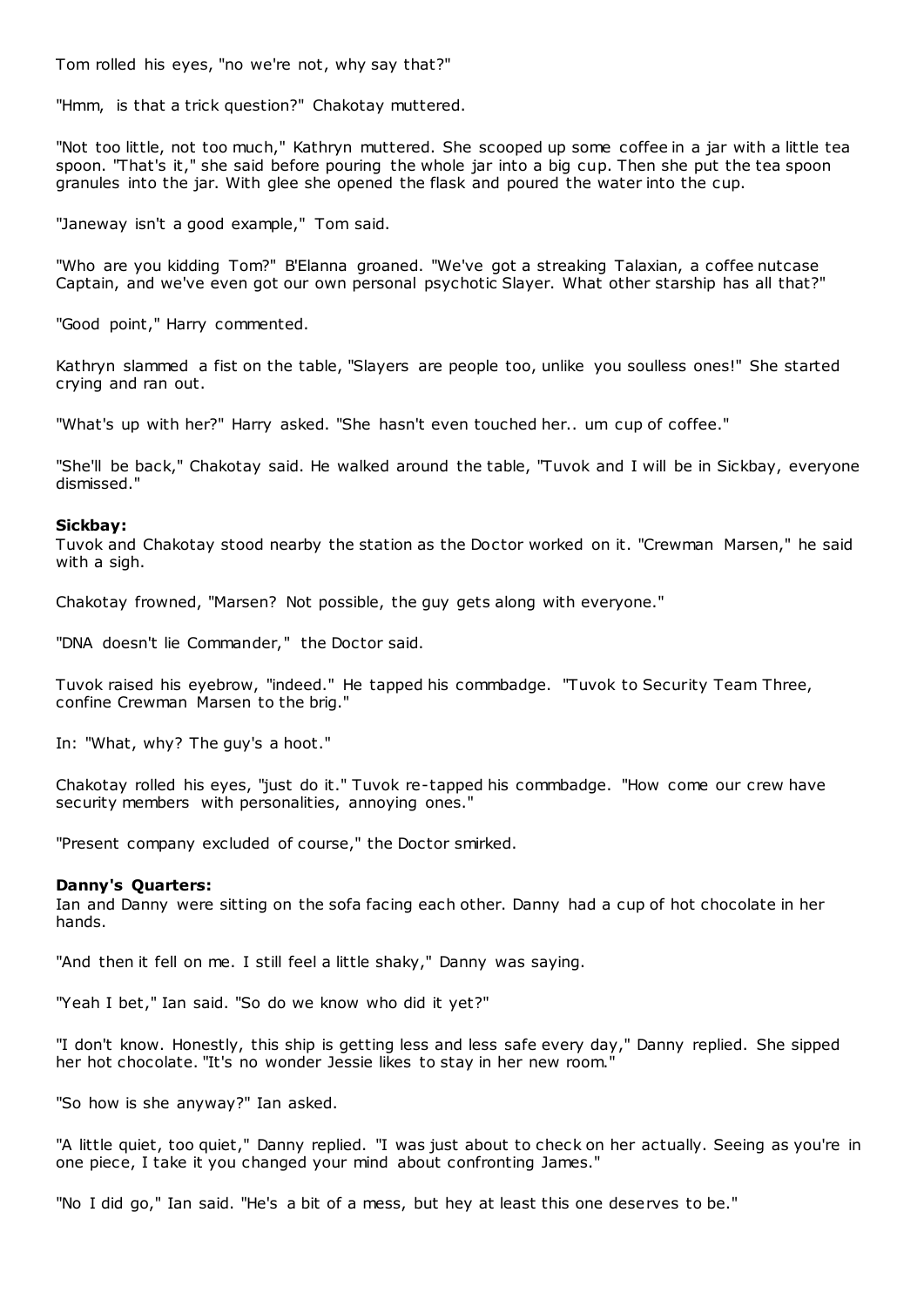Tom rolled his eyes, "no we're not, why say that?"

"Hmm, is that a trick question?" Chakotay muttered.

"Not too little, not too much," Kathryn muttered. She scooped up some coffee in a jar with a little tea spoon. "That's it," she said before pouring the whole jar into a big cup. Then she put the tea spoon granules into the jar. With glee she opened the flask and poured the water into the cup.

"Janeway isn't a good example," Tom said.

"Who are you kidding Tom?" B'Elanna groaned. "We've got a streaking Talaxian, a coffee nutcase Captain, and we've even got our own personal psychotic Slayer. What other starship has all that?"

"Good point," Harry commented.

Kathryn slammed a fist on the table, "Slayers are people too, unlike you soulless ones!" She started crying and ran out.

"What's up with her?" Harry asked. "She hasn't even touched her.. um cup of coffee."

"She'll be back," Chakotay said. He walked around the table, "Tuvok and I will be in Sickbay, everyone dismissed."

**Sickbay:**
Tuvok and Chakotay stood nearby the station as the Doctor worked on it. "Crewman Marsen," he said with a sigh.

Chakotay frowned, "Marsen? Not possible, the guy gets along with everyone."

"DNA doesn't lie Commander," the Doctor said.

Tuvok raised his eyebrow, "indeed." He tapped his commbadge. "Tuvok to Security Team Three, confine Crewman Marsen to the brig."

In: "What, why? The guy's a hoot."

Chakotay rolled his eyes, "just do it." Tuvok re-tapped his commbadge. "How come our crew have security members with personalities, annoying ones."

"Present company excluded of course," the Doctor smirked.

**Danny's Quarters:**
Ian and Danny were sitting on the sofa facing each other. Danny had a cup of hot chocolate in her hands.

"And then it fell on me. I still feel a little shaky," Danny was saying.

"Yeah I bet," Ian said. "So do we know who did it yet?"

"I don't know. Honestly, this ship is getting less and less safe every day," Danny replied. She sipped her hot chocolate. "It's no wonder Jessie likes to stay in her new room."

"So how is she anyway?" Ian asked.

"A little quiet, too quiet," Danny replied. "I was just about to check on her actually. Seeing as you're in one piece, I take it you changed your mind about confronting James."

"No I did go," Ian said. "He's a bit of a mess, but hey at least this one deserves to be."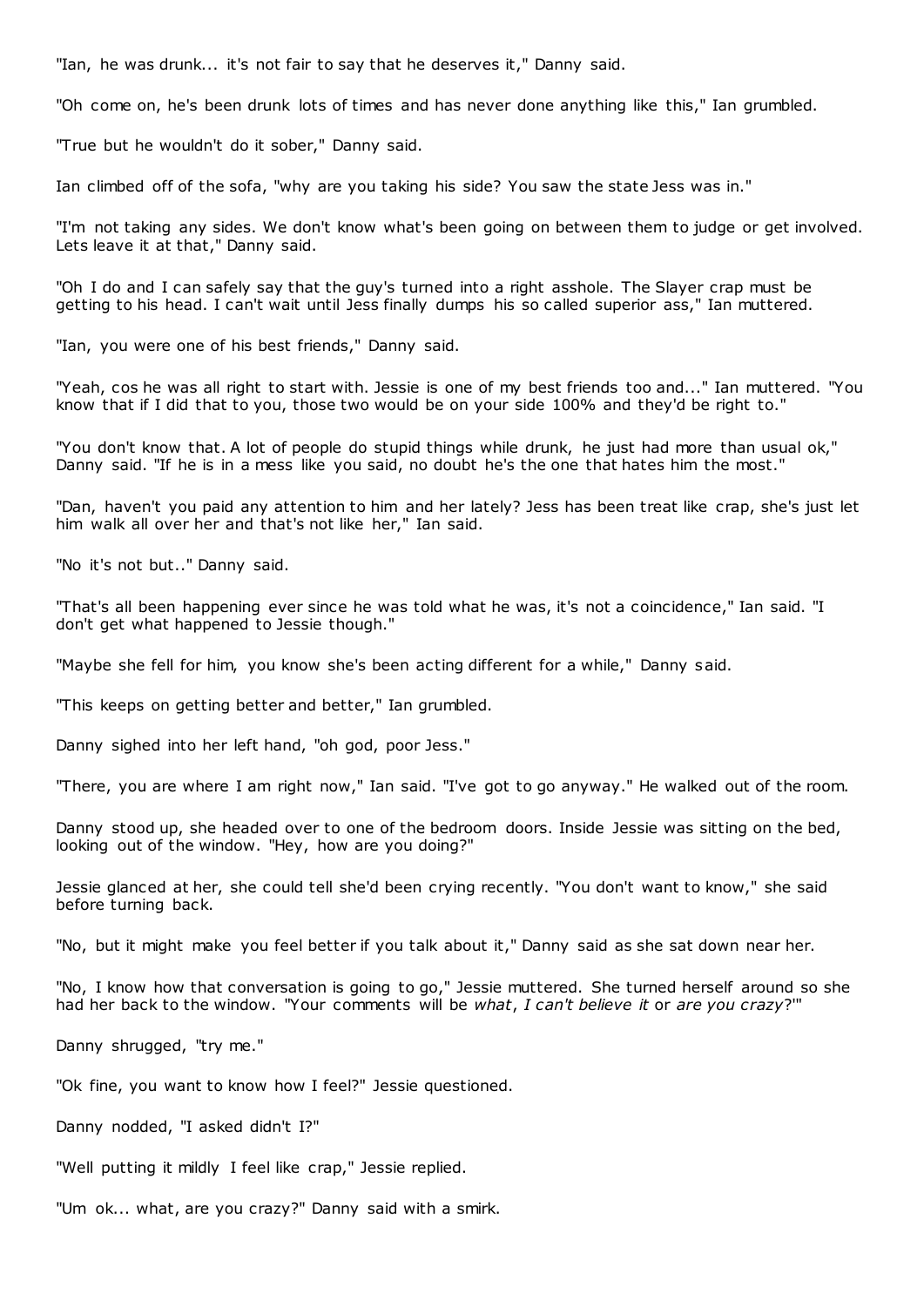"Ian, he was drunk... it's not fair to say that he deserves it," Danny said.

"Oh come on, he's been drunk lots of times and has never done anything like this," Ian grumbled.

"True but he wouldn't do it sober," Danny said.

Ian climbed off of the sofa, "why are you taking his side? You saw the state Jess was in."

"I'm not taking any sides. We don't know what's been going on between them to judge or get involved. Lets leave it at that," Danny said.

"Oh I do and I can safely say that the guy's turned into a right asshole. The Slayer crap must be getting to his head. I can't wait until Jess finally dumps his so called superior ass," Ian muttered.

"Ian, you were one of his best friends," Danny said.

"Yeah, cos he was all right to start with. Jessie is one of my best friends too and..." Ian muttered. "You know that if I did that to you, those two would be on your side 100% and they'd be right to."

"You don't know that. A lot of people do stupid things while drunk, he just had more than usual ok," Danny said. "If he is in a mess like you said, no doubt he's the one that hates him the most."

"Dan, haven't you paid any attention to him and her lately? Jess has been treat like crap, she's just let him walk all over her and that's not like her," Ian said.

"No it's not but.." Danny said.

"That's all been happening ever since he was told what he was, it's not a coincidence," Ian said. "I don't get what happened to Jessie though."

"Maybe she fell for him, you know she's been acting different for a while," Danny said.

"This keeps on getting better and better," Ian grumbled.

Danny sighed into her left hand, "oh god, poor Jess."

"There, you are where I am right now," Ian said. "I've got to go anyway." He walked out of the room.

Danny stood up, she headed over to one of the bedroom doors. Inside Jessie was sitting on the bed, looking out of the window. "Hey, how are you doing?"

Jessie glanced at her, she could tell she'd been crying recently. "You don't want to know," she said before turning back.

"No, but it might make you feel better if you talk about it," Danny said as she sat down near her.

"No, I know how that conversation is going to go," Jessie muttered. She turned herself around so she had her back to the window. "Your comments will be *what*, *I can't believe it* or *are you crazy*?"

Danny shrugged, "try me."

"Ok fine, you want to know how I feel?" Jessie questioned.

Danny nodded, "I asked didn't I?"

"Well putting it mildly I feel like crap," Jessie replied.

"Um ok... what, are you crazy?" Danny said with a smirk.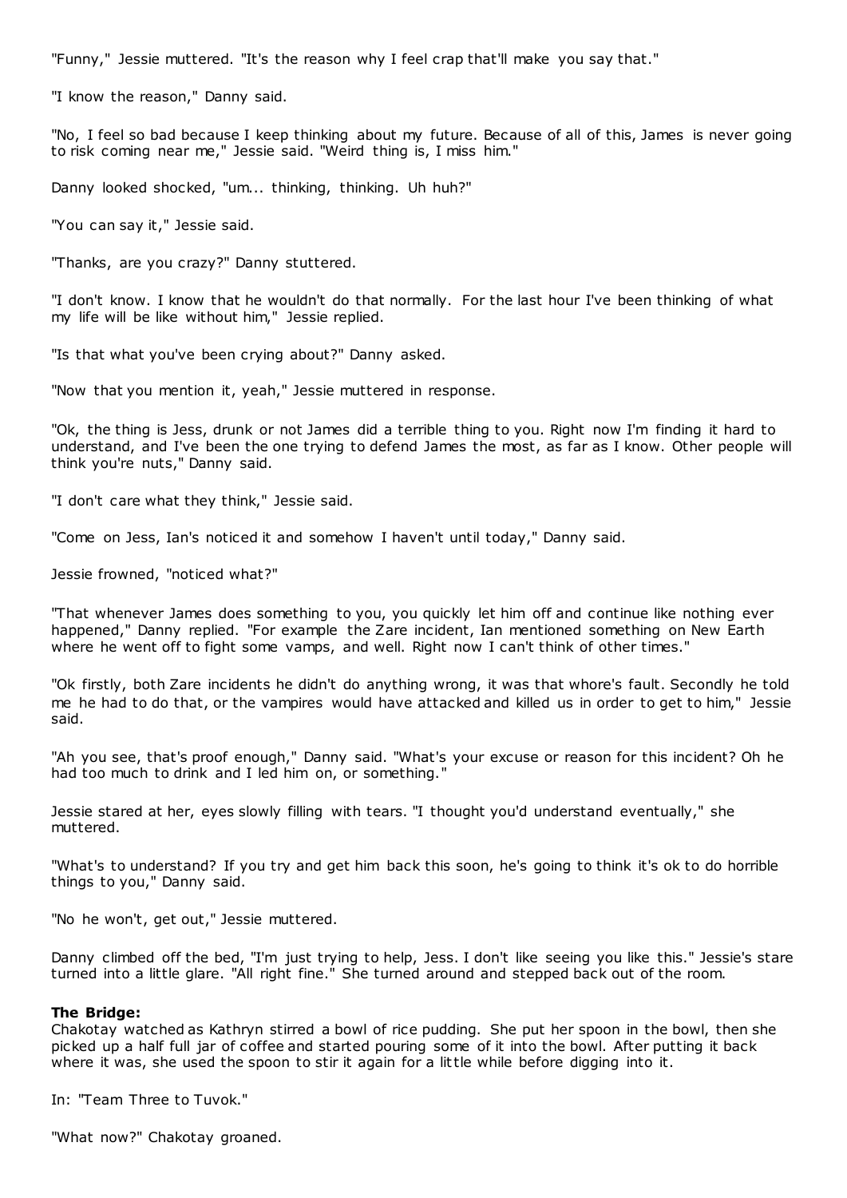"Funny," Jessie muttered. "It's the reason why I feel crap that'll make you say that."

"I know the reason," Danny said.

"No, I feel so bad because I keep thinking about my future. Because of all of this, James is never going to risk coming near me," Jessie said. "Weird thing is, I miss him."

Danny looked shocked, "um... thinking, thinking. Uh huh?"

"You can say it," Jessie said.

"Thanks, are you crazy?" Danny stuttered.

"I don't know. I know that he wouldn't do that normally. For the last hour I've been thinking of what my life will be like without him," Jessie replied.

"Is that what you've been crying about?" Danny asked.

"Now that you mention it, yeah," Jessie muttered in response.

"Ok, the thing is Jess, drunk or not James did a terrible thing to you. Right now I'm finding it hard to understand, and I've been the one trying to defend James the most, as far as I know. Other people will think you're nuts," Danny said.

"I don't care what they think," Jessie said.

"Come on Jess, Ian's noticed it and somehow I haven't until today," Danny said.

Jessie frowned, "noticed what?"

"That whenever James does something to you, you quickly let him off and continue like nothing ever happened," Danny replied. "For example the Zare incident, Ian mentioned something on New Earth where he went off to fight some vamps, and well. Right now I can't think of other times."

"Ok firstly, both Zare incidents he didn't do anything wrong, it was that whore's fault. Secondly he told me he had to do that, or the vampires would have attacked and killed us in order to get to him," Jessie said.

"Ah you see, that's proof enough," Danny said. "What's your excuse or reason for this incident? Oh he had too much to drink and I led him on, or something."

Jessie stared at her, eyes slowly filling with tears. "I thought you'd understand eventually," she muttered.

"What's to understand? If you try and get him back this soon, he's going to think it's ok to do horrible things to you," Danny said.

"No he won't, get out," Jessie muttered.

Danny climbed off the bed, "I'm just trying to help, Jess. I don't like seeing you like this." Jessie's stare turned into a little glare. "All right fine." She turned around and stepped back out of the room.

**The Bridge:**
Chakotay watched as Kathryn stirred a bowl of rice pudding. She put her spoon in the bowl, then she picked up a half full jar of coffee and started pouring some of it into the bowl. After putting it back where it was, she used the spoon to stir it again for a little while before digging into it.

In: "Team Three to Tuvok."

"What now?" Chakotay groaned.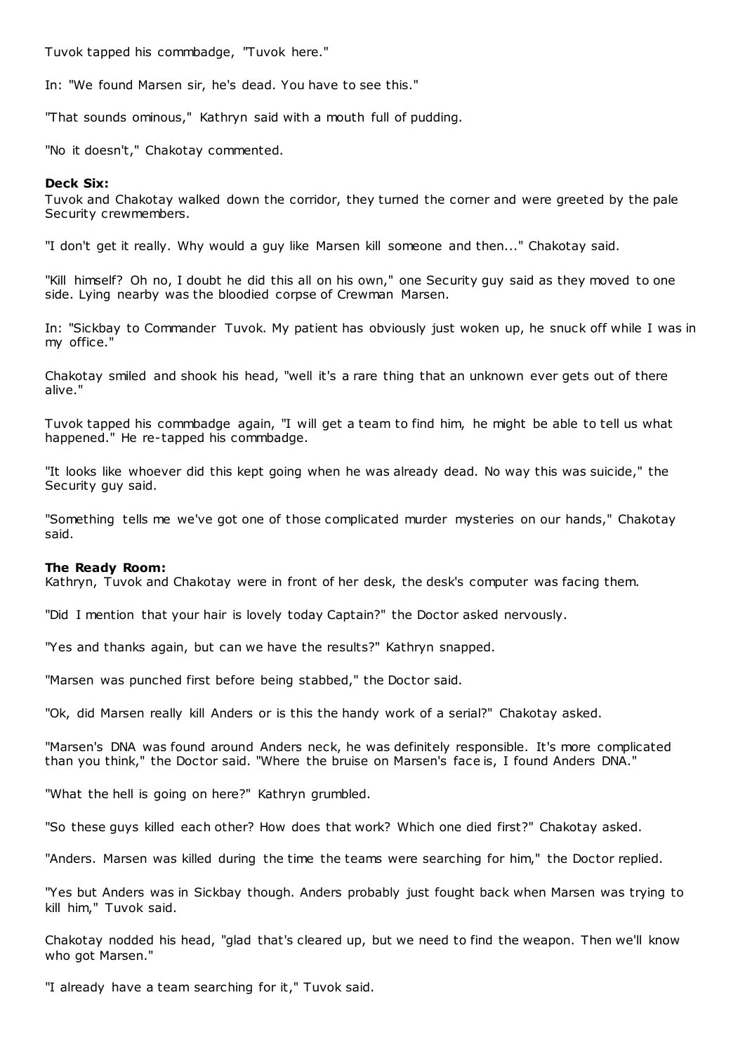Tuvok tapped his commbadge, "Tuvok here."

In: "We found Marsen sir, he's dead. You have to see this."

"That sounds ominous," Kathryn said with a mouth full of pudding.

"No it doesn't," Chakotay commented.

**Deck Six:**
Tuvok and Chakotay walked down the corridor, they turned the corner and were greeted by the pale Security crewmembers.

"I don't get it really. Why would a guy like Marsen kill someone and then..." Chakotay said.

"Kill himself? Oh no, I doubt he did this all on his own," one Security guy said as they moved to one side. Lying nearby was the bloodied corpse of Crewman Marsen.

In: "Sickbay to Commander Tuvok. My patient has obviously just woken up, he snuck off while I was in my office."

Chakotay smiled and shook his head, "well it's a rare thing that an unknown ever gets out of there alive."

Tuvok tapped his commbadge again, "I will get a team to find him, he might be able to tell us what happened." He re-tapped his commbadge.

"It looks like whoever did this kept going when he was already dead. No way this was suicide," the Security guy said.

"Something tells me we've got one of those complicated murder mysteries on our hands," Chakotay said.

**The Ready Room:**
Kathryn, Tuvok and Chakotay were in front of her desk, the desk's computer was facing them.

"Did I mention that your hair is lovely today Captain?" the Doctor asked nervously.

"Yes and thanks again, but can we have the results?" Kathryn snapped.

"Marsen was punched first before being stabbed," the Doctor said.

"Ok, did Marsen really kill Anders or is this the handy work of a serial?" Chakotay asked.

"Marsen's DNA was found around Anders neck, he was definitely responsible. It's more complicated than you think," the Doctor said. "Where the bruise on Marsen's face is, I found Anders DNA."

"What the hell is going on here?" Kathryn grumbled.

"So these guys killed each other? How does that work? Which one died first?" Chakotay asked.

"Anders. Marsen was killed during the time the teams were searching for him," the Doctor replied.

"Yes but Anders was in Sickbay though. Anders probably just fought back when Marsen was trying to kill him," Tuvok said.

Chakotay nodded his head, "glad that's cleared up, but we need to find the weapon. Then we'll know who got Marsen."

"I already have a team searching for it," Tuvok said.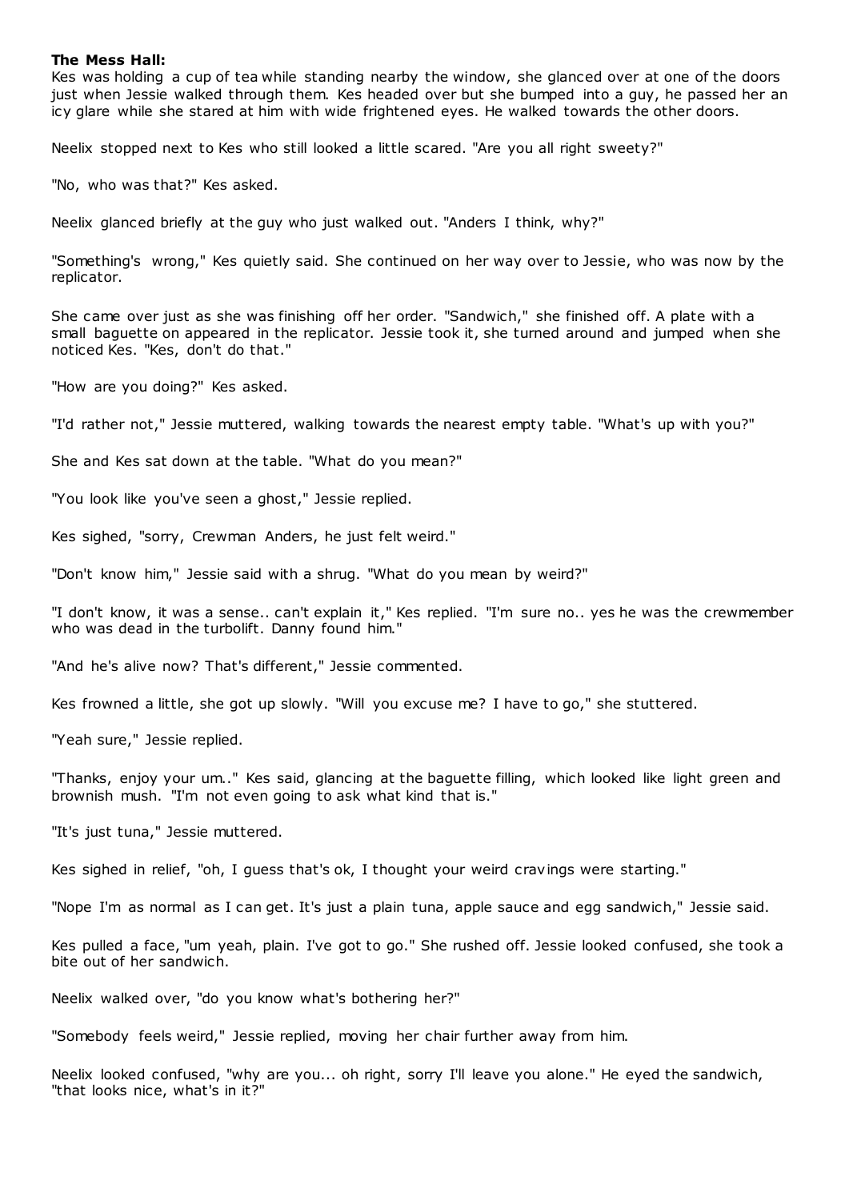**The Mess Hall:**

Kes was holding a cup of tea while standing nearby the window, she glanced over at one of the doors just when Jessie walked through them. Kes headed over but she bumped into a guy, he passed her an icy glare while she stared at him with wide frightened eyes. He walked towards the other doors.

Neelix stopped next to Kes who still looked a little scared. "Are you all right sweety?"

"No, who was that?" Kes asked.

Neelix glanced briefly at the guy who just walked out. "Anders I think, why?"

"Something's wrong," Kes quietly said. She continued on her way over to Jessie, who was now by the replicator.

She came over just as she was finishing off her order. "Sandwich," she finished off. A plate with a small baguette on appeared in the replicator. Jessie took it, she turned around and jumped when she noticed Kes. "Kes, don't do that."

"How are you doing?" Kes asked.

"I'd rather not," Jessie muttered, walking towards the nearest empty table. "What's up with you?"

She and Kes sat down at the table. "What do you mean?"

"You look like you've seen a ghost," Jessie replied.

Kes sighed, "sorry, Crewman Anders, he just felt weird."

"Don't know him," Jessie said with a shrug. "What do you mean by weird?"

"I don't know, it was a sense.. can't explain it," Kes replied. "I'm sure no.. yes he was the crewmember who was dead in the turbolift. Danny found him."

"And he's alive now? That's different," Jessie commented.

Kes frowned a little, she got up slowly. "Will you excuse me? I have to go," she stuttered.

"Yeah sure," Jessie replied.

"Thanks, enjoy your um.." Kes said, glancing at the baguette filling, which looked like light green and brownish mush. "I'm not even going to ask what kind that is."

"It's just tuna," Jessie muttered.

Kes sighed in relief, "oh, I guess that's ok, I thought your weird cravings were starting."

"Nope I'm as normal as I can get. It's just a plain tuna, apple sauce and egg sandwich," Jessie said.

Kes pulled a face, "um yeah, plain. I've got to go." She rushed off. Jessie looked confused, she took a bite out of her sandwich.

Neelix walked over, "do you know what's bothering her?"

"Somebody feels weird," Jessie replied, moving her chair further away from him.

Neelix looked confused, "why are you... oh right, sorry I'll leave you alone." He eyed the sandwich, "that looks nice, what's in it?"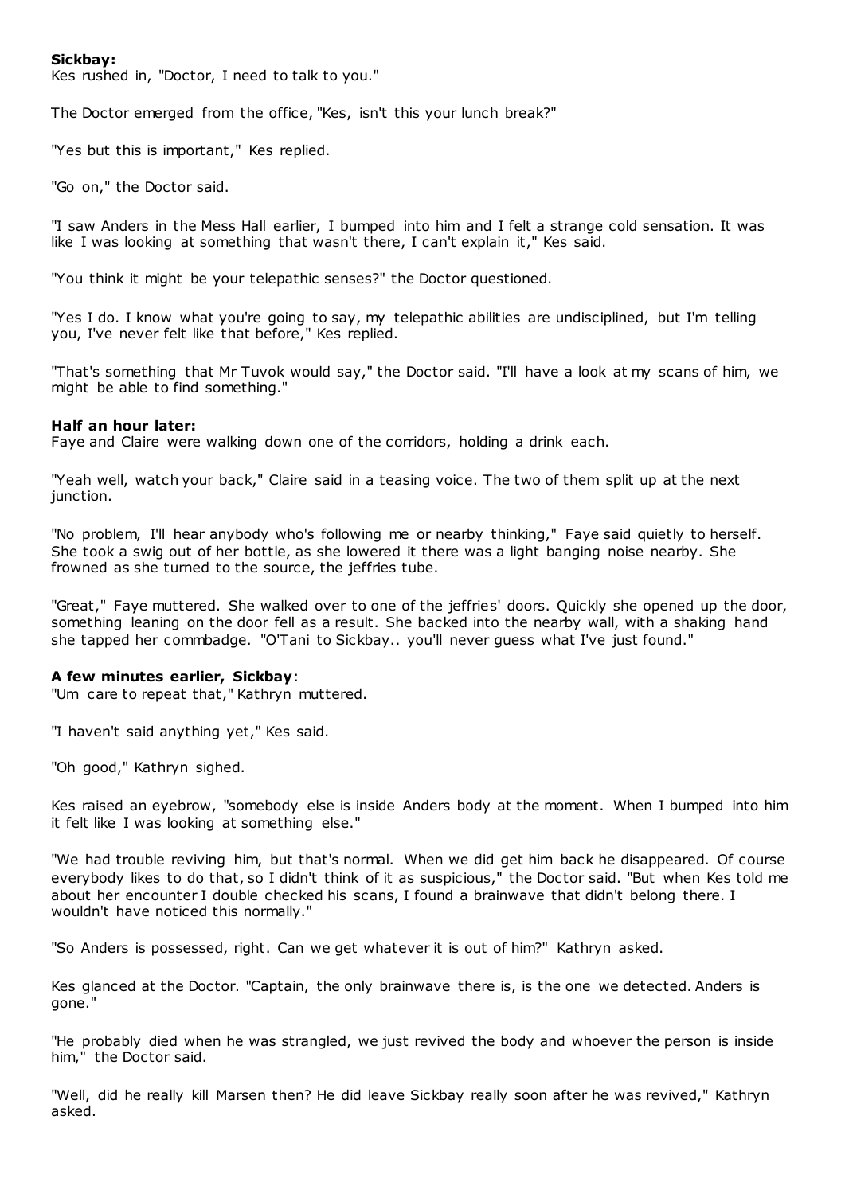**Sickbay:**
Kes rushed in, "Doctor, I need to talk to you."

The Doctor emerged from the office, "Kes, isn't this your lunch break?"

"Yes but this is important," Kes replied.

"Go on," the Doctor said.

"I saw Anders in the Mess Hall earlier, I bumped into him and I felt a strange cold sensation. It was like I was looking at something that wasn't there, I can't explain it," Kes said.

"You think it might be your telepathic senses?" the Doctor questioned.

"Yes I do. I know what you're going to say, my telepathic abilities are undisciplined, but I'm telling you, I've never felt like that before," Kes replied.

"That's something that Mr Tuvok would say," the Doctor said. "I'll have a look at my scans of him, we might be able to find something."

**Half an hour later:**
Faye and Claire were walking down one of the corridors, holding a drink each.

"Yeah well, watch your back," Claire said in a teasing voice. The two of them split up at the next junction.

"No problem, I'll hear anybody who's following me or nearby thinking," Faye said quietly to herself. She took a swig out of her bottle, as she lowered it there was a light banging noise nearby. She frowned as she turned to the source, the jeffries tube.

"Great," Faye muttered. She walked over to one of the jeffries' doors. Quickly she opened up the door, something leaning on the door fell as a result. She backed into the nearby wall, with a shaking hand she tapped her commbadge. "O'Tani to Sickbay.. you'll never guess what I've just found."

**A few minutes earlier, Sickbay**:
"Um care to repeat that," Kathryn muttered.

"I haven't said anything yet," Kes said.

"Oh good," Kathryn sighed.

Kes raised an eyebrow, "somebody else is inside Anders body at the moment. When I bumped into him it felt like I was looking at something else."

"We had trouble reviving him, but that's normal. When we did get him back he disappeared. Of course everybody likes to do that, so I didn't think of it as suspicious," the Doctor said. "But when Kes told me about her encounter I double checked his scans, I found a brainwave that didn't belong there. I wouldn't have noticed this normally."

"So Anders is possessed, right. Can we get whatever it is out of him?" Kathryn asked.

Kes glanced at the Doctor. "Captain, the only brainwave there is, is the one we detected. Anders is gone."

"He probably died when he was strangled, we just revived the body and whoever the person is inside him," the Doctor said.

"Well, did he really kill Marsen then? He did leave Sickbay really soon after he was revived," Kathryn asked.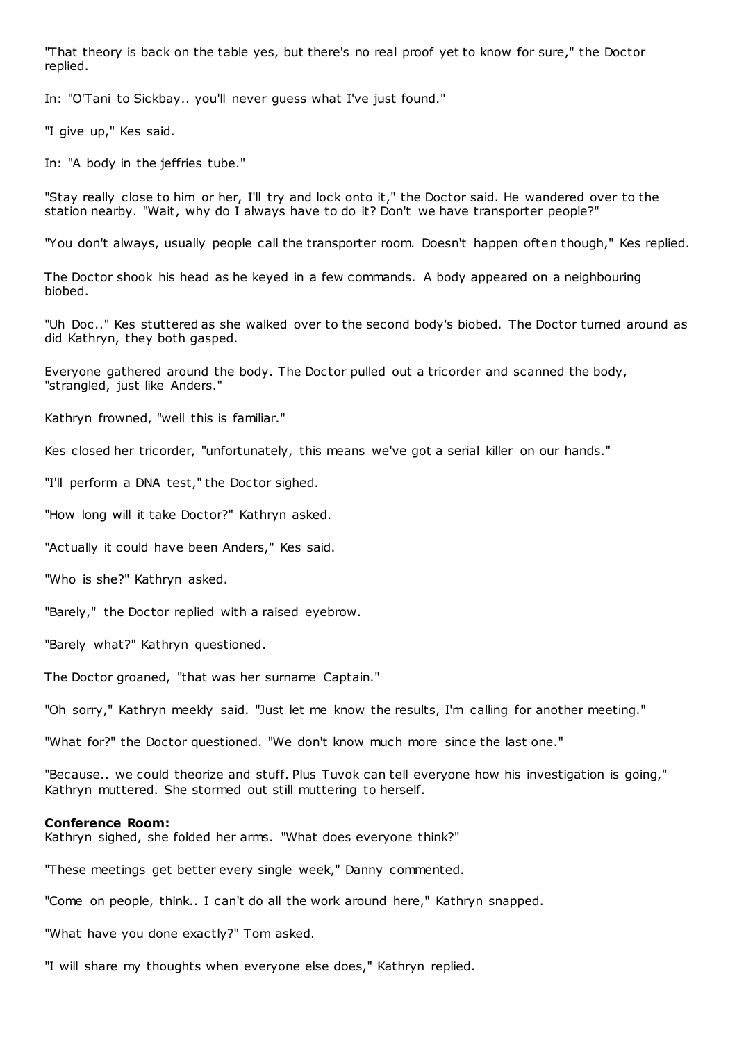"That theory is back on the table yes, but there's no real proof yet to know for sure," the Doctor replied.

In: "O'Tani to Sickbay.. you'll never guess what I've just found."

"I give up," Kes said.

In: "A body in the jeffries tube."

"Stay really close to him or her, I'll try and lock onto it," the Doctor said. He wandered over to the station nearby. "Wait, why do I always have to do it? Don't we have transporter people?"

"You don't always, usually people call the transporter room. Doesn't happen often though," Kes replied.

The Doctor shook his head as he keyed in a few commands. A body appeared on a neighbouring biobed.

"Uh Doc.." Kes stuttered as she walked over to the second body's biobed. The Doctor turned around as did Kathryn, they both gasped.

Everyone gathered around the body. The Doctor pulled out a tricorder and scanned the body, "strangled, just like Anders."

Kathryn frowned, "well this is familiar."

Kes closed her tricorder, "unfortunately, this means we've got a serial killer on our hands."

"I'll perform a DNA test," the Doctor sighed.

"How long will it take Doctor?" Kathryn asked.

"Actually it could have been Anders," Kes said.

"Who is she?" Kathryn asked.

"Barely," the Doctor replied with a raised eyebrow.

"Barely what?" Kathryn questioned.

The Doctor groaned, "that was her surname Captain."

"Oh sorry," Kathryn meekly said. "Just let me know the results, I'm calling for another meeting."

"What for?" the Doctor questioned. "We don't know much more since the last one."

"Because.. we could theorize and stuff. Plus Tuvok can tell everyone how his investigation is going," Kathryn muttered. She stormed out still muttering to herself.

**Conference Room:**
Kathryn sighed, she folded her arms. "What does everyone think?"

"These meetings get better every single week," Danny commented.

"Come on people, think.. I can't do all the work around here," Kathryn snapped.

"What have you done exactly?" Tom asked.

"I will share my thoughts when everyone else does," Kathryn replied.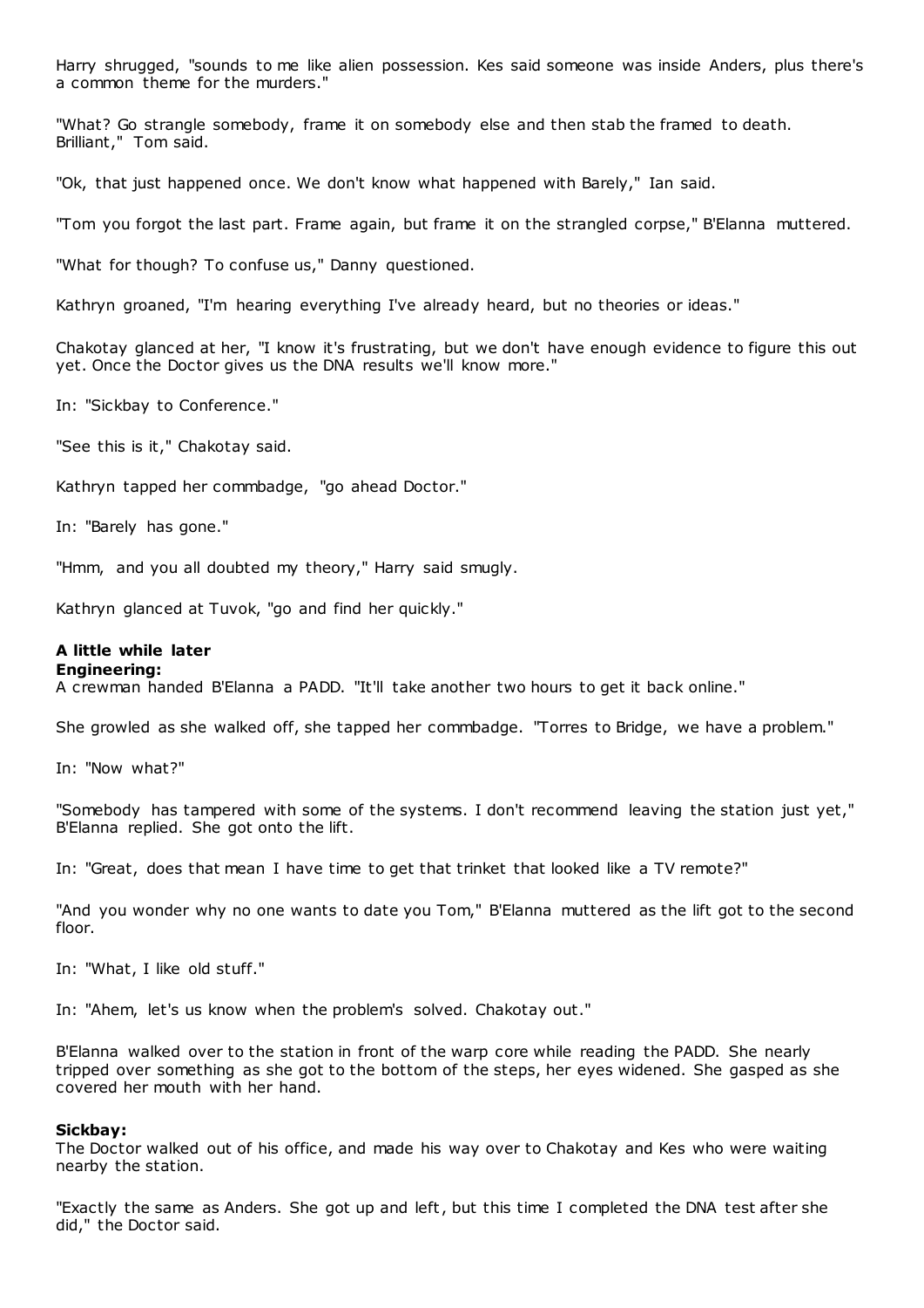Harry shrugged, "sounds to me like alien possession. Kes said someone was inside Anders, plus there's a common theme for the murders."

"What? Go strangle somebody, frame it on somebody else and then stab the framed to death. Brilliant," Tom said.

"Ok, that just happened once. We don't know what happened with Barely," Ian said.

"Tom you forgot the last part. Frame again, but frame it on the strangled corpse," B'Elanna muttered.

"What for though? To confuse us," Danny questioned.

Kathryn groaned, "I'm hearing everything I've already heard, but no theories or ideas."

Chakotay glanced at her, "I know it's frustrating, but we don't have enough evidence to figure this out yet. Once the Doctor gives us the DNA results we'll know more."

In: "Sickbay to Conference."

"See this is it," Chakotay said.

Kathryn tapped her commbadge, "go ahead Doctor."

In: "Barely has gone."

"Hmm, and you all doubted my theory," Harry said smugly.

Kathryn glanced at Tuvok, "go and find her quickly."

**A little while later**
**Engineering:**
A crewman handed B'Elanna a PADD. "It'll take another two hours to get it back online."

She growled as she walked off, she tapped her commbadge. "Torres to Bridge, we have a problem."

In: "Now what?"

"Somebody has tampered with some of the systems. I don't recommend leaving the station just yet," B'Elanna replied. She got onto the lift.

In: "Great, does that mean I have time to get that trinket that looked like a TV remote?"

"And you wonder why no one wants to date you Tom," B'Elanna muttered as the lift got to the second floor.

In: "What, I like old stuff."

In: "Ahem, let's us know when the problem's solved. Chakotay out."

B'Elanna walked over to the station in front of the warp core while reading the PADD. She nearly tripped over something as she got to the bottom of the steps, her eyes widened. She gasped as she covered her mouth with her hand.

**Sickbay:**
The Doctor walked out of his office, and made his way over to Chakotay and Kes who were waiting nearby the station.

"Exactly the same as Anders. She got up and left, but this time I completed the DNA test after she did," the Doctor said.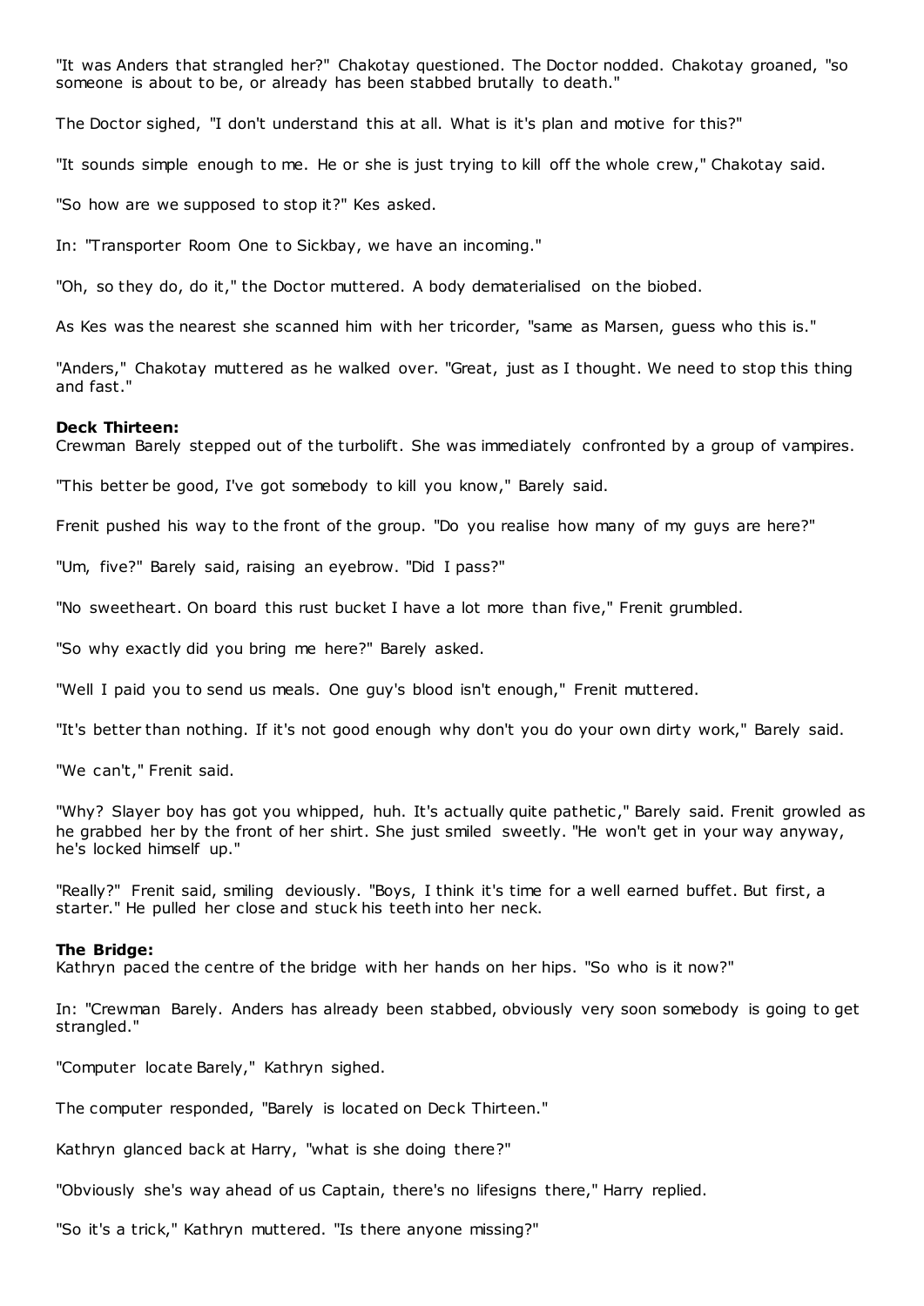"It was Anders that strangled her?" Chakotay questioned. The Doctor nodded. Chakotay groaned, "so someone is about to be, or already has been stabbed brutally to death."

The Doctor sighed, "I don't understand this at all. What is it's plan and motive for this?"

"It sounds simple enough to me. He or she is just trying to kill off the whole crew," Chakotay said.

"So how are we supposed to stop it?" Kes asked.

In: "Transporter Room One to Sickbay, we have an incoming."

"Oh, so they do, do it," the Doctor muttered. A body dematerialised on the biobed.

As Kes was the nearest she scanned him with her tricorder, "same as Marsen, guess who this is."

"Anders," Chakotay muttered as he walked over. "Great, just as I thought. We need to stop this thing and fast."

**Deck Thirteen:**
Crewman Barely stepped out of the turbolift. She was immediately confronted by a group of vampires.

"This better be good, I've got somebody to kill you know," Barely said.

Frenit pushed his way to the front of the group. "Do you realise how many of my guys are here?"

"Um, five?" Barely said, raising an eyebrow. "Did I pass?"

"No sweetheart. On board this rust bucket I have a lot more than five," Frenit grumbled.

"So why exactly did you bring me here?" Barely asked.

"Well I paid you to send us meals. One guy's blood isn't enough," Frenit muttered.

"It's better than nothing. If it's not good enough why don't you do your own dirty work," Barely said.

"We can't," Frenit said.

"Why? Slayer boy has got you whipped, huh. It's actually quite pathetic," Barely said. Frenit growled as he grabbed her by the front of her shirt. She just smiled sweetly. "He won't get in your way anyway, he's locked himself up."

"Really?" Frenit said, smiling deviously. "Boys, I think it's time for a well earned buffet. But first, a starter." He pulled her close and stuck his teeth into her neck.

**The Bridge:**
Kathryn paced the centre of the bridge with her hands on her hips. "So who is it now?"

In: "Crewman Barely. Anders has already been stabbed, obviously very soon somebody is going to get strangled."

"Computer locate Barely," Kathryn sighed.

The computer responded, "Barely is located on Deck Thirteen."

Kathryn glanced back at Harry, "what is she doing there?"

"Obviously she's way ahead of us Captain, there's no lifesigns there," Harry replied.

"So it's a trick," Kathryn muttered. "Is there anyone missing?"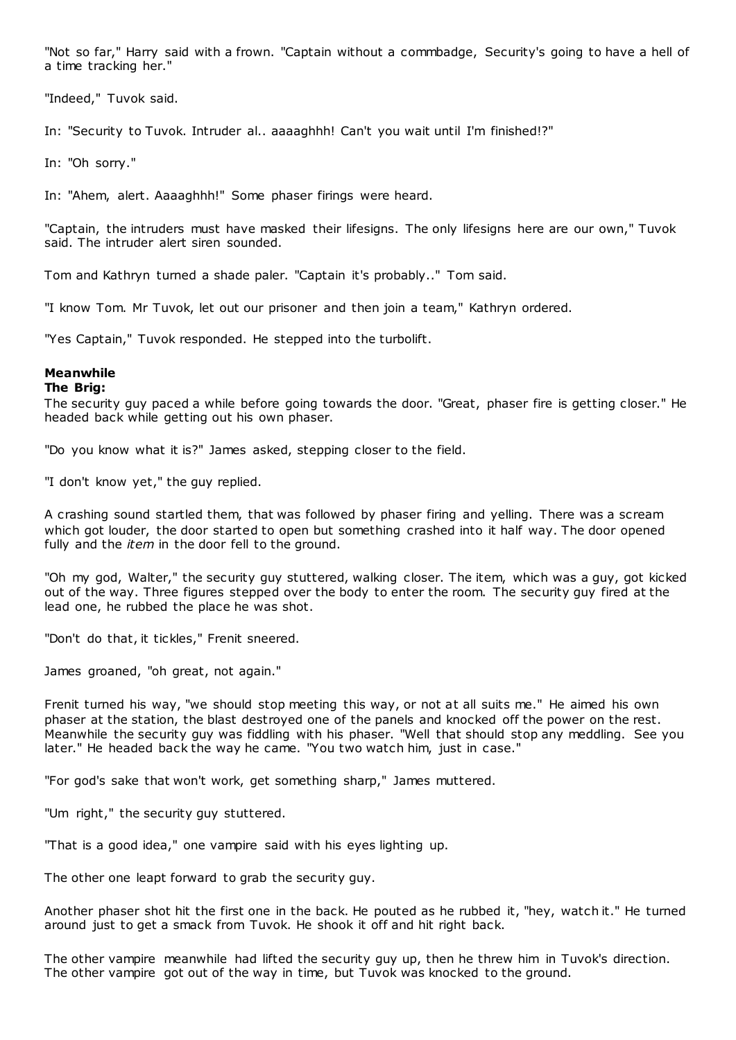"Not so far," Harry said with a frown. "Captain without a commbadge, Security's going to have a hell of a time tracking her."

"Indeed," Tuvok said.

In: "Security to Tuvok. Intruder al.. aaaaghhh! Can't you wait until I'm finished!?"

In: "Oh sorry."

In: "Ahem, alert. Aaaaghhh!" Some phaser firings were heard.

"Captain, the intruders must have masked their lifesigns. The only lifesigns here are our own," Tuvok said. The intruder alert siren sounded.

Tom and Kathryn turned a shade paler. "Captain it's probably.." Tom said.

"I know Tom. Mr Tuvok, let out our prisoner and then join a team," Kathryn ordered.

"Yes Captain," Tuvok responded. He stepped into the turbolift.

**Meanwhile**
**The Brig:**
The security guy paced a while before going towards the door. "Great, phaser fire is getting closer." He headed back while getting out his own phaser.

"Do you know what it is?" James asked, stepping closer to the field.

"I don't know yet," the guy replied.

A crashing sound startled them, that was followed by phaser firing and yelling. There was a scream which got louder, the door started to open but something crashed into it half way. The door opened fully and the *item* in the door fell to the ground.

"Oh my god, Walter," the security guy stuttered, walking closer. The item, which was a guy, got kicked out of the way. Three figures stepped over the body to enter the room. The security guy fired at the lead one, he rubbed the place he was shot.

"Don't do that, it tickles," Frenit sneered.

James groaned, "oh great, not again."

Frenit turned his way, "we should stop meeting this way, or not at all suits me." He aimed his own phaser at the station, the blast destroyed one of the panels and knocked off the power on the rest. Meanwhile the security guy was fiddling with his phaser. "Well that should stop any meddling. See you later." He headed back the way he came. "You two watch him, just in case."

"For god's sake that won't work, get something sharp," James muttered.

"Um right," the security guy stuttered.

"That is a good idea," one vampire said with his eyes lighting up.

The other one leapt forward to grab the security guy.

Another phaser shot hit the first one in the back. He pouted as he rubbed it, "hey, watch it." He turned around just to get a smack from Tuvok. He shook it off and hit right back.

The other vampire meanwhile had lifted the security guy up, then he threw him in Tuvok's direction. The other vampire got out of the way in time, but Tuvok was knocked to the ground.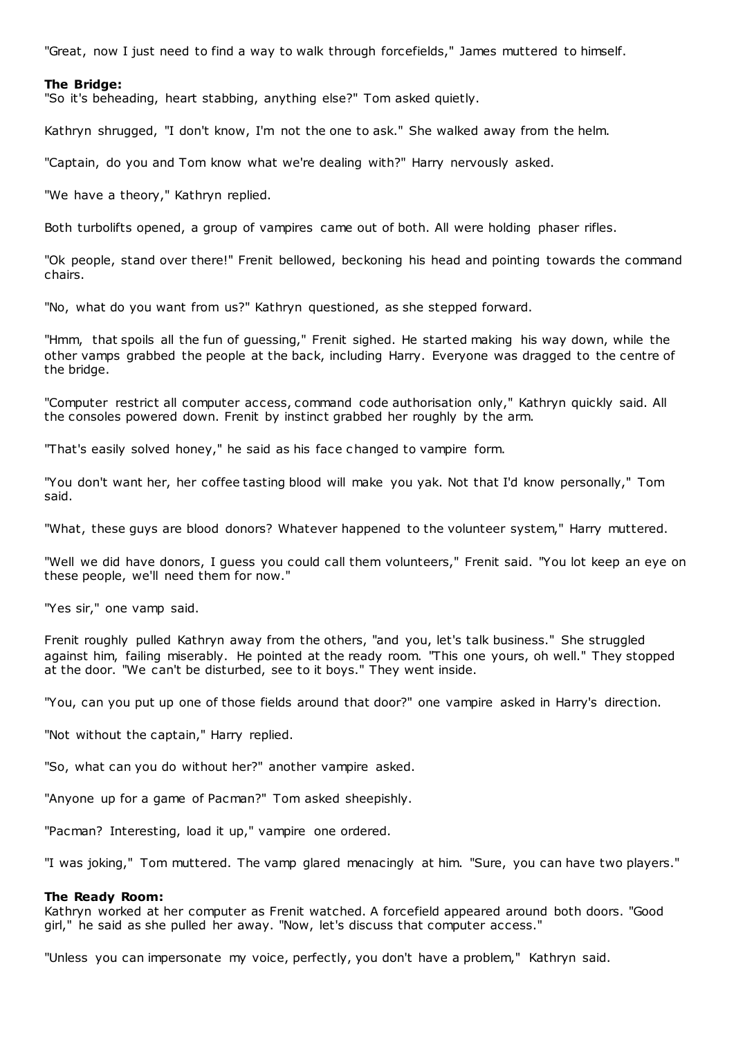"Great, now I just need to find a way to walk through forcefields," James muttered to himself.

**The Bridge:**
"So it's beheading, heart stabbing, anything else?" Tom asked quietly.

Kathryn shrugged, "I don't know, I'm not the one to ask." She walked away from the helm.

"Captain, do you and Tom know what we're dealing with?" Harry nervously asked.

"We have a theory," Kathryn replied.

Both turbolifts opened, a group of vampires came out of both. All were holding phaser rifles.

"Ok people, stand over there!" Frenit bellowed, beckoning his head and pointing towards the command chairs.

"No, what do you want from us?" Kathryn questioned, as she stepped forward.

"Hmm, that spoils all the fun of guessing," Frenit sighed. He started making his way down, while the other vamps grabbed the people at the back, including Harry. Everyone was dragged to the centre of the bridge.

"Computer restrict all computer access, command code authorisation only," Kathryn quickly said. All the consoles powered down. Frenit by instinct grabbed her roughly by the arm.

"That's easily solved honey," he said as his face changed to vampire form.

"You don't want her, her coffee tasting blood will make you yak. Not that I'd know personally," Tom said.

"What, these guys are blood donors? Whatever happened to the volunteer system," Harry muttered.

"Well we did have donors, I guess you could call them volunteers," Frenit said. "You lot keep an eye on these people, we'll need them for now."

"Yes sir," one vamp said.

Frenit roughly pulled Kathryn away from the others, "and you, let's talk business." She struggled against him, failing miserably. He pointed at the ready room. "This one yours, oh well." They stopped at the door. "We can't be disturbed, see to it boys." They went inside.

"You, can you put up one of those fields around that door?" one vampire asked in Harry's direction.

"Not without the captain," Harry replied.

"So, what can you do without her?" another vampire asked.

"Anyone up for a game of Pacman?" Tom asked sheepishly.

"Pacman? Interesting, load it up," vampire one ordered.

"I was joking," Tom muttered. The vamp glared menacingly at him. "Sure, you can have two players."

**The Ready Room:**
Kathryn worked at her computer as Frenit watched. A forcefield appeared around both doors. "Good girl," he said as she pulled her away. "Now, let's discuss that computer access."

"Unless you can impersonate my voice, perfectly, you don't have a problem," Kathryn said.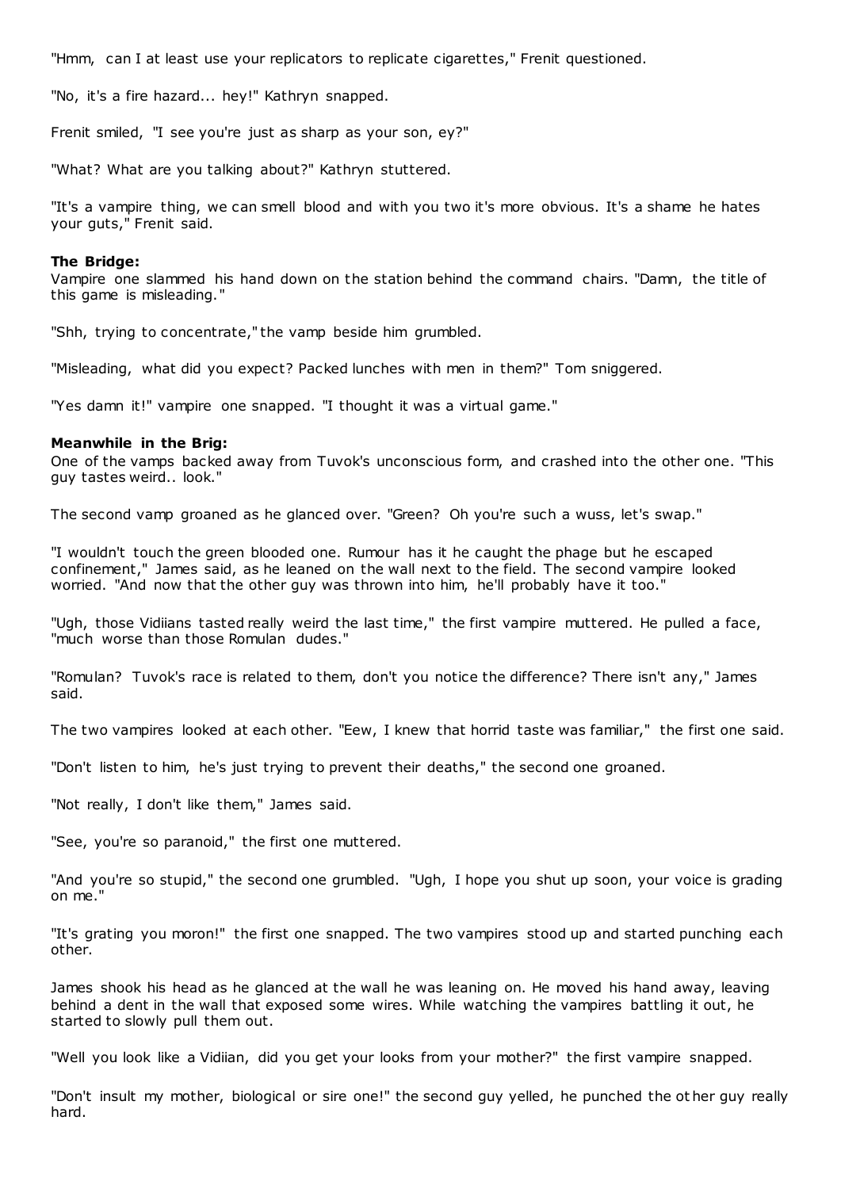"Hmm, can I at least use your replicators to replicate cigarettes," Frenit questioned.

"No, it's a fire hazard... hey!" Kathryn snapped.

Frenit smiled, "I see you're just as sharp as your son, ey?"

"What? What are you talking about?" Kathryn stuttered.

"It's a vampire thing, we can smell blood and with you two it's more obvious. It's a shame he hates your guts," Frenit said.

**The Bridge:**
Vampire one slammed his hand down on the station behind the command chairs. "Damn, the title of this game is misleading."

"Shh, trying to concentrate," the vamp beside him grumbled.

"Misleading, what did you expect? Packed lunches with men in them?" Tom sniggered.

"Yes damn it!" vampire one snapped. "I thought it was a virtual game."

**Meanwhile in the Brig:**
One of the vamps backed away from Tuvok's unconscious form, and crashed into the other one. "This guy tastes weird.. look."

The second vamp groaned as he glanced over. "Green? Oh you're such a wuss, let's swap."

"I wouldn't touch the green blooded one. Rumour has it he caught the phage but he escaped confinement," James said, as he leaned on the wall next to the field. The second vampire looked worried. "And now that the other guy was thrown into him, he'll probably have it too."

"Ugh, those Vidiians tasted really weird the last time," the first vampire muttered. He pulled a face, "much worse than those Romulan dudes."

"Romulan? Tuvok's race is related to them, don't you notice the difference? There isn't any," James said.

The two vampires looked at each other. "Eew, I knew that horrid taste was familiar," the first one said.

"Don't listen to him, he's just trying to prevent their deaths," the second one groaned.

"Not really, I don't like them," James said.

"See, you're so paranoid," the first one muttered.

"And you're so stupid," the second one grumbled. "Ugh, I hope you shut up soon, your voice is grading on me."

"It's grating you moron!" the first one snapped. The two vampires stood up and started punching each other.

James shook his head as he glanced at the wall he was leaning on. He moved his hand away, leaving behind a dent in the wall that exposed some wires. While watching the vampires battling it out, he started to slowly pull them out.

"Well you look like a Vidiian, did you get your looks from your mother?" the first vampire snapped.

"Don't insult my mother, biological or sire one!" the second guy yelled, he punched the other guy really hard.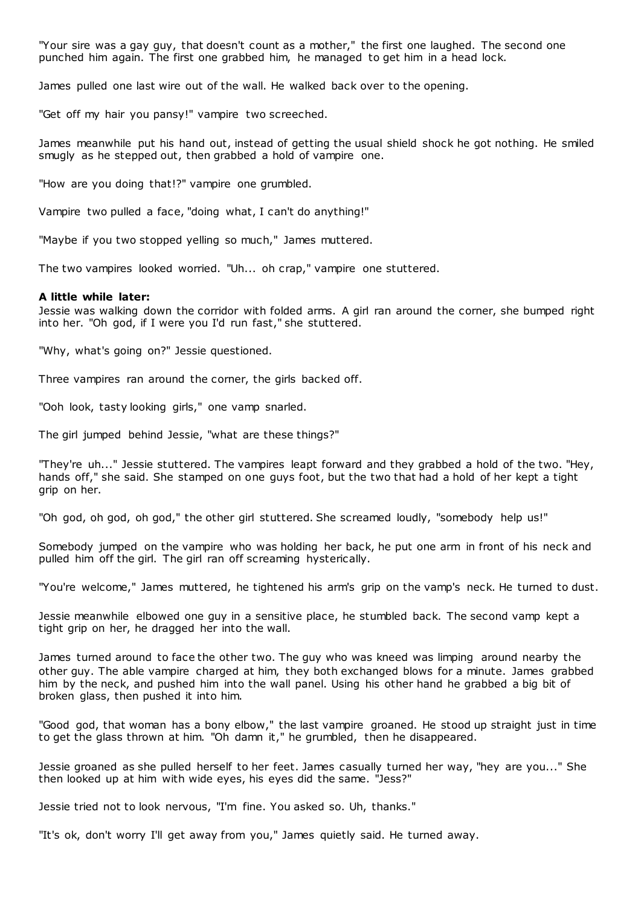"Your sire was a gay guy, that doesn't count as a mother," the first one laughed. The second one punched him again. The first one grabbed him, he managed to get him in a head lock.

James pulled one last wire out of the wall. He walked back over to the opening.

"Get off my hair you pansy!" vampire two screeched.

James meanwhile put his hand out, instead of getting the usual shield shock he got nothing. He smiled smugly as he stepped out, then grabbed a hold of vampire one.

"How are you doing that!?" vampire one grumbled.

Vampire two pulled a face, "doing what, I can't do anything!"

"Maybe if you two stopped yelling so much," James muttered.

The two vampires looked worried. "Uh... oh crap," vampire one stuttered.

**A little while later:**
Jessie was walking down the corridor with folded arms. A girl ran around the corner, she bumped right into her. "Oh god, if I were you I'd run fast," she stuttered.

"Why, what's going on?" Jessie questioned.

Three vampires ran around the corner, the girls backed off.

"Ooh look, tasty looking girls," one vamp snarled.

The girl jumped behind Jessie, "what are these things?"

"They're uh..." Jessie stuttered. The vampires leapt forward and they grabbed a hold of the two. "Hey, hands off," she said. She stamped on one guys foot, but the two that had a hold of her kept a tight grip on her.

"Oh god, oh god, oh god," the other girl stuttered. She screamed loudly, "somebody help us!"

Somebody jumped on the vampire who was holding her back, he put one arm in front of his neck and pulled him off the girl. The girl ran off screaming hysterically.

"You're welcome," James muttered, he tightened his arm's grip on the vamp's neck. He turned to dust.

Jessie meanwhile elbowed one guy in a sensitive place, he stumbled back. The second vamp kept a tight grip on her, he dragged her into the wall.

James turned around to face the other two. The guy who was kneed was limping around nearby the other guy. The able vampire charged at him, they both exchanged blows for a minute. James grabbed him by the neck, and pushed him into the wall panel. Using his other hand he grabbed a big bit of broken glass, then pushed it into him.

"Good god, that woman has a bony elbow," the last vampire groaned. He stood up straight just in time to get the glass thrown at him. "Oh damn it," he grumbled, then he disappeared.

Jessie groaned as she pulled herself to her feet. James casually turned her way, "hey are you..." She then looked up at him with wide eyes, his eyes did the same. "Jess?"

Jessie tried not to look nervous, "I'm fine. You asked so. Uh, thanks."

"It's ok, don't worry I'll get away from you," James quietly said. He turned away.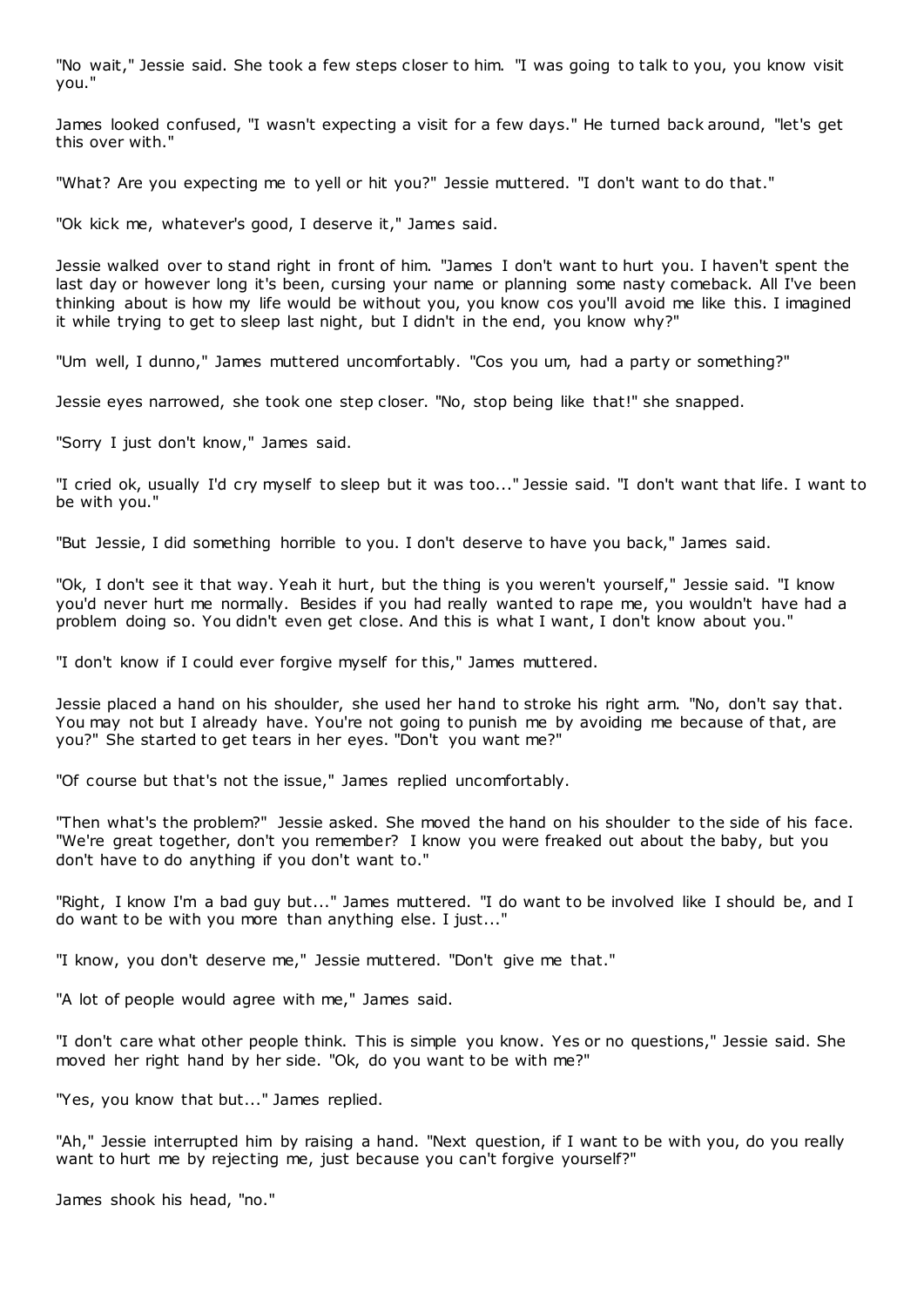"No wait," Jessie said. She took a few steps closer to him. "I was going to talk to you, you know visit you."

James looked confused, "I wasn't expecting a visit for a few days." He turned back around, "let's get this over with."

"What? Are you expecting me to yell or hit you?" Jessie muttered. "I don't want to do that."

"Ok kick me, whatever's good, I deserve it," James said.

Jessie walked over to stand right in front of him. "James I don't want to hurt you. I haven't spent the last day or however long it's been, cursing your name or planning some nasty comeback. All I've been thinking about is how my life would be without you, you know cos you'll avoid me like this. I imagined it while trying to get to sleep last night, but I didn't in the end, you know why?"

"Um well, I dunno," James muttered uncomfortably. "Cos you um, had a party or something?"

Jessie eyes narrowed, she took one step closer. "No, stop being like that!" she snapped.

"Sorry I just don't know," James said.

"I cried ok, usually I'd cry myself to sleep but it was too..." Jessie said. "I don't want that life. I want to be with you."

"But Jessie, I did something horrible to you. I don't deserve to have you back," James said.

"Ok, I don't see it that way. Yeah it hurt, but the thing is you weren't yourself," Jessie said. "I know you'd never hurt me normally. Besides if you had really wanted to rape me, you wouldn't have had a problem doing so. You didn't even get close. And this is what I want, I don't know about you."

"I don't know if I could ever forgive myself for this," James muttered.

Jessie placed a hand on his shoulder, she used her hand to stroke his right arm. "No, don't say that. You may not but I already have. You're not going to punish me by avoiding me because of that, are you?" She started to get tears in her eyes. "Don't you want me?"

"Of course but that's not the issue," James replied uncomfortably.

"Then what's the problem?" Jessie asked. She moved the hand on his shoulder to the side of his face. "We're great together, don't you remember? I know you were freaked out about the baby, but you don't have to do anything if you don't want to."

"Right, I know I'm a bad guy but..." James muttered. "I do want to be involved like I should be, and I do want to be with you more than anything else. I just..."

"I know, you don't deserve me," Jessie muttered. "Don't give me that."

"A lot of people would agree with me," James said.

"I don't care what other people think. This is simple you know. Yes or no questions," Jessie said. She moved her right hand by her side. "Ok, do you want to be with me?"

"Yes, you know that but..." James replied.

"Ah," Jessie interrupted him by raising a hand. "Next question, if I want to be with you, do you really want to hurt me by rejecting me, just because you can't forgive yourself?"

James shook his head, "no."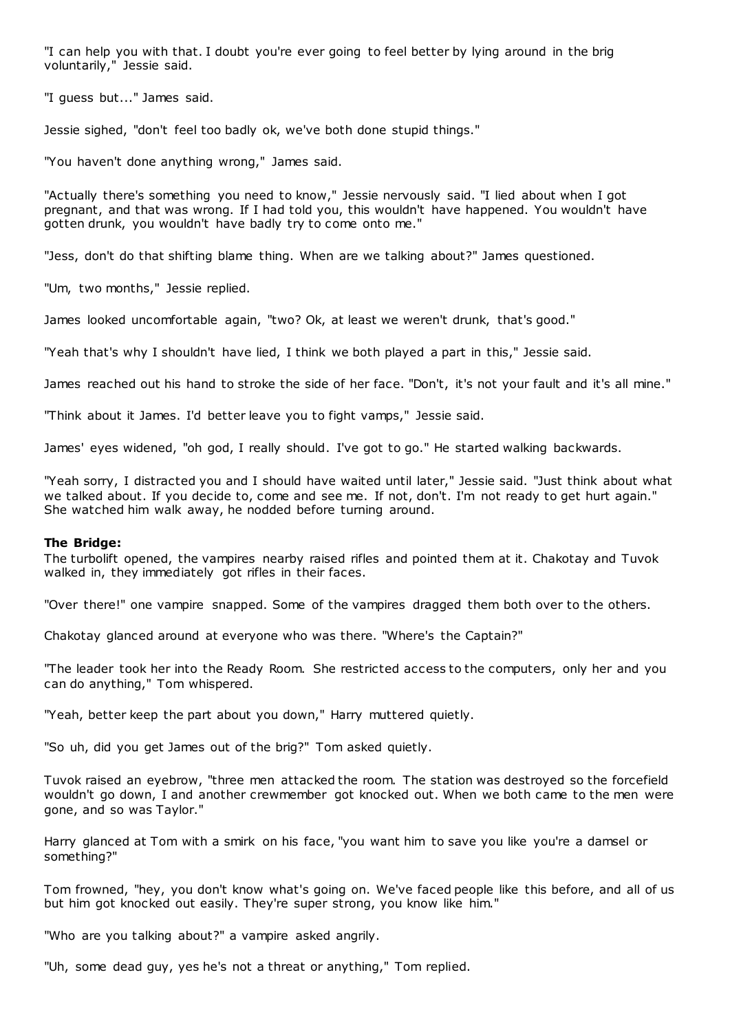"I can help you with that. I doubt you're ever going to feel better by lying around in the brig voluntarily," Jessie said.

"I guess but..." James said.

Jessie sighed, "don't feel too badly ok, we've both done stupid things."

"You haven't done anything wrong," James said.

"Actually there's something you need to know," Jessie nervously said. "I lied about when I got pregnant, and that was wrong. If I had told you, this wouldn't have happened. You wouldn't have gotten drunk, you wouldn't have badly try to come onto me."

"Jess, don't do that shifting blame thing. When are we talking about?" James questioned.

"Um, two months," Jessie replied.

James looked uncomfortable again, "two? Ok, at least we weren't drunk, that's good."

"Yeah that's why I shouldn't have lied, I think we both played a part in this," Jessie said.

James reached out his hand to stroke the side of her face. "Don't, it's not your fault and it's all mine."

"Think about it James. I'd better leave you to fight vamps," Jessie said.

James' eyes widened, "oh god, I really should. I've got to go." He started walking backwards.

"Yeah sorry, I distracted you and I should have waited until later," Jessie said. "Just think about what we talked about. If you decide to, come and see me. If not, don't. I'm not ready to get hurt again." She watched him walk away, he nodded before turning around.

**The Bridge:**
The turbolift opened, the vampires nearby raised rifles and pointed them at it. Chakotay and Tuvok walked in, they immediately got rifles in their faces.

"Over there!" one vampire snapped. Some of the vampires dragged them both over to the others.

Chakotay glanced around at everyone who was there. "Where's the Captain?"

"The leader took her into the Ready Room. She restricted access to the computers, only her and you can do anything," Tom whispered.

"Yeah, better keep the part about you down," Harry muttered quietly.

"So uh, did you get James out of the brig?" Tom asked quietly.

Tuvok raised an eyebrow, "three men attacked the room. The station was destroyed so the forcefield wouldn't go down, I and another crewmember got knocked out. When we both came to the men were gone, and so was Taylor."

Harry glanced at Tom with a smirk on his face, "you want him to save you like you're a damsel or something?"

Tom frowned, "hey, you don't know what's going on. We've faced people like this before, and all of us but him got knocked out easily. They're super strong, you know like him."

"Who are you talking about?" a vampire asked angrily.

"Uh, some dead guy, yes he's not a threat or anything," Tom replied.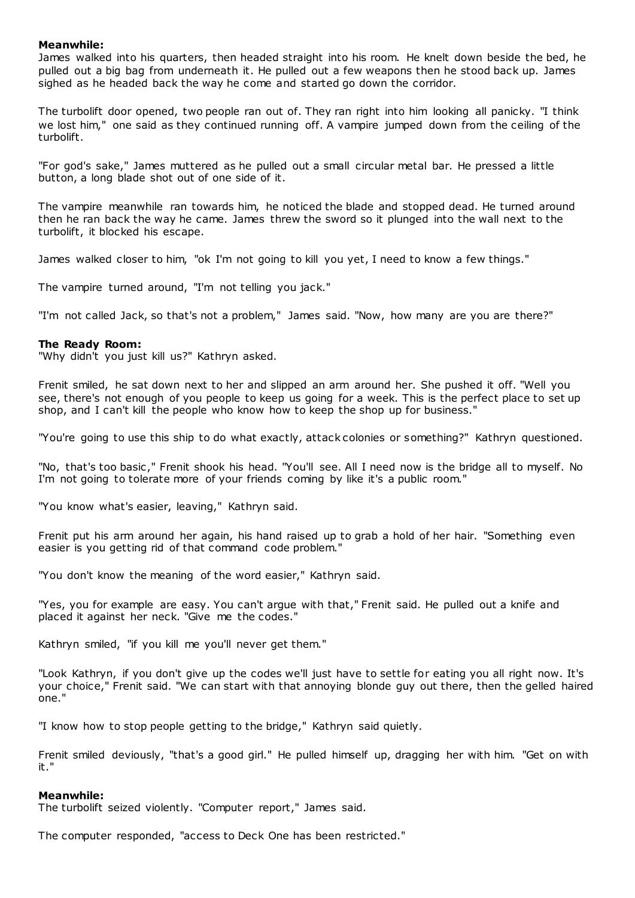**Meanwhile:**
James walked into his quarters, then headed straight into his room. He knelt down beside the bed, he pulled out a big bag from underneath it. He pulled out a few weapons then he stood back up. James sighed as he headed back the way he come and started go down the corridor.

The turbolift door opened, two people ran out of. They ran right into him looking all panicky. "I think we lost him," one said as they continued running off. A vampire jumped down from the ceiling of the turbolift.

"For god's sake," James muttered as he pulled out a small circular metal bar. He pressed a little button, a long blade shot out of one side of it.

The vampire meanwhile ran towards him, he noticed the blade and stopped dead. He turned around then he ran back the way he came. James threw the sword so it plunged into the wall next to the turbolift, it blocked his escape.

James walked closer to him, "ok I'm not going to kill you yet, I need to know a few things."

The vampire turned around, "I'm not telling you jack."

"I'm not called Jack, so that's not a problem," James said. "Now, how many are you are there?"

**The Ready Room:**
"Why didn't you just kill us?" Kathryn asked.

Frenit smiled, he sat down next to her and slipped an arm around her. She pushed it off. "Well you see, there's not enough of you people to keep us going for a week. This is the perfect place to set up shop, and I can't kill the people who know how to keep the shop up for business."

"You're going to use this ship to do what exactly, attack colonies or something?" Kathryn questioned.

"No, that's too basic," Frenit shook his head. "You'll see. All I need now is the bridge all to myself. No I'm not going to tolerate more of your friends coming by like it's a public room."

"You know what's easier, leaving," Kathryn said.

Frenit put his arm around her again, his hand raised up to grab a hold of her hair. "Something even easier is you getting rid of that command code problem."

"You don't know the meaning of the word easier," Kathryn said.

"Yes, you for example are easy. You can't argue with that," Frenit said. He pulled out a knife and placed it against her neck. "Give me the codes."

Kathryn smiled, "if you kill me you'll never get them."

"Look Kathryn, if you don't give up the codes we'll just have to settle for eating you all right now. It's your choice," Frenit said. "We can start with that annoying blonde guy out there, then the gelled haired one."

"I know how to stop people getting to the bridge," Kathryn said quietly.

Frenit smiled deviously, "that's a good girl." He pulled himself up, dragging her with him. "Get on with it."

**Meanwhile:**
The turbolift seized violently. "Computer report," James said.

The computer responded, "access to Deck One has been restricted."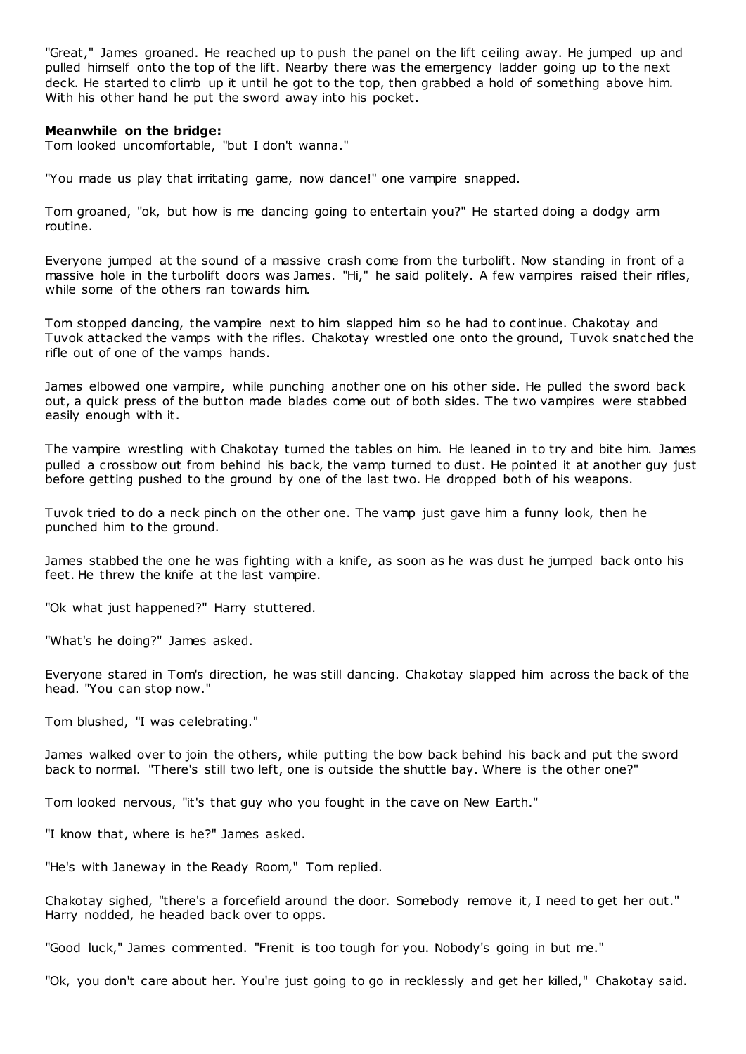"Great," James groaned. He reached up to push the panel on the lift ceiling away. He jumped up and pulled himself onto the top of the lift. Nearby there was the emergency ladder going up to the next deck. He started to climb up it until he got to the top, then grabbed a hold of something above him. With his other hand he put the sword away into his pocket.

**Meanwhile on the bridge:**

Tom looked uncomfortable, "but I don't wanna."

"You made us play that irritating game, now dance!" one vampire snapped.

Tom groaned, "ok, but how is me dancing going to entertain you?" He started doing a dodgy arm routine.

Everyone jumped at the sound of a massive crash come from the turbolift. Now standing in front of a massive hole in the turbolift doors was James. "Hi," he said politely. A few vampires raised their rifles, while some of the others ran towards him.

Tom stopped dancing, the vampire next to him slapped him so he had to continue. Chakotay and Tuvok attacked the vamps with the rifles. Chakotay wrestled one onto the ground, Tuvok snatched the rifle out of one of the vamps hands.

James elbowed one vampire, while punching another one on his other side. He pulled the sword back out, a quick press of the button made blades come out of both sides. The two vampires were stabbed easily enough with it.

The vampire wrestling with Chakotay turned the tables on him. He leaned in to try and bite him. James pulled a crossbow out from behind his back, the vamp turned to dust. He pointed it at another guy just before getting pushed to the ground by one of the last two. He dropped both of his weapons.

Tuvok tried to do a neck pinch on the other one. The vamp just gave him a funny look, then he punched him to the ground.

James stabbed the one he was fighting with a knife, as soon as he was dust he jumped back onto his feet. He threw the knife at the last vampire.

"Ok what just happened?" Harry stuttered.

"What's he doing?" James asked.

Everyone stared in Tom's direction, he was still dancing. Chakotay slapped him across the back of the head. "You can stop now."

Tom blushed, "I was celebrating."

James walked over to join the others, while putting the bow back behind his back and put the sword back to normal. "There's still two left, one is outside the shuttle bay. Where is the other one?"

Tom looked nervous, "it's that guy who you fought in the cave on New Earth."

"I know that, where is he?" James asked.

"He's with Janeway in the Ready Room," Tom replied.

Chakotay sighed, "there's a forcefield around the door. Somebody remove it, I need to get her out." Harry nodded, he headed back over to opps.

"Good luck," James commented. "Frenit is too tough for you. Nobody's going in but me."

"Ok, you don't care about her. You're just going to go in recklessly and get her killed," Chakotay said.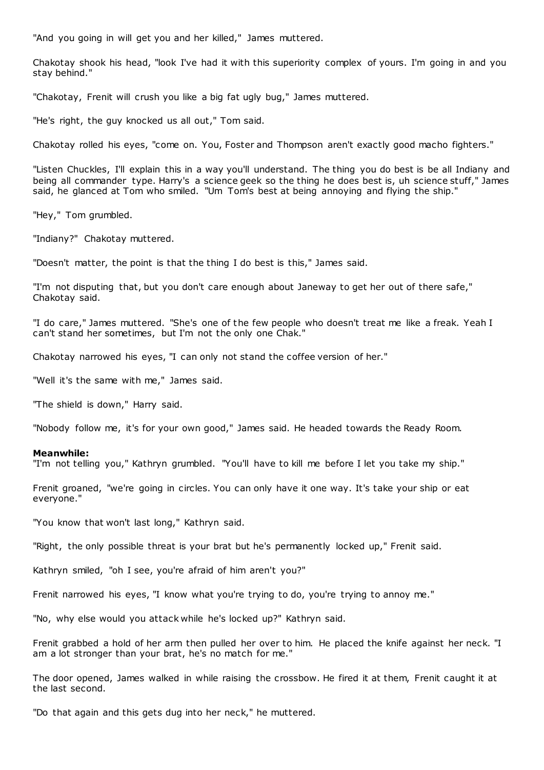"And you going in will get you and her killed," James muttered.

Chakotay shook his head, "look I've had it with this superiority complex of yours. I'm going in and you stay behind."

"Chakotay, Frenit will crush you like a big fat ugly bug," James muttered.

"He's right, the guy knocked us all out," Tom said.

Chakotay rolled his eyes, "come on. You, Foster and Thompson aren't exactly good macho fighters."

"Listen Chuckles, I'll explain this in a way you'll understand. The thing you do best is be all Indiany and being all commander type. Harry's a science geek so the thing he does best is, uh science stuff," James said, he glanced at Tom who smiled. "Um Tom's best at being annoying and flying the ship."

"Hey," Tom grumbled.

"Indiany?" Chakotay muttered.

"Doesn't matter, the point is that the thing I do best is this," James said.

"I'm not disputing that, but you don't care enough about Janeway to get her out of there safe," Chakotay said.

"I do care," James muttered. "She's one of the few people who doesn't treat me like a freak. Yeah I can't stand her sometimes, but I'm not the only one Chak."

Chakotay narrowed his eyes, "I can only not stand the coffee version of her."

"Well it's the same with me," James said.

"The shield is down," Harry said.

"Nobody follow me, it's for your own good," James said. He headed towards the Ready Room.

**Meanwhile:**

"I'm not telling you," Kathryn grumbled. "You'll have to kill me before I let you take my ship."

Frenit groaned, "we're going in circles. You can only have it one way. It's take your ship or eat everyone."

"You know that won't last long," Kathryn said.

"Right, the only possible threat is your brat but he's permanently locked up," Frenit said.

Kathryn smiled, "oh I see, you're afraid of him aren't you?"

Frenit narrowed his eyes, "I know what you're trying to do, you're trying to annoy me."

"No, why else would you attack while he's locked up?" Kathryn said.

Frenit grabbed a hold of her arm then pulled her over to him. He placed the knife against her neck. "I am a lot stronger than your brat, he's no match for me."

The door opened, James walked in while raising the crossbow. He fired it at them, Frenit caught it at the last second.

"Do that again and this gets dug into her neck," he muttered.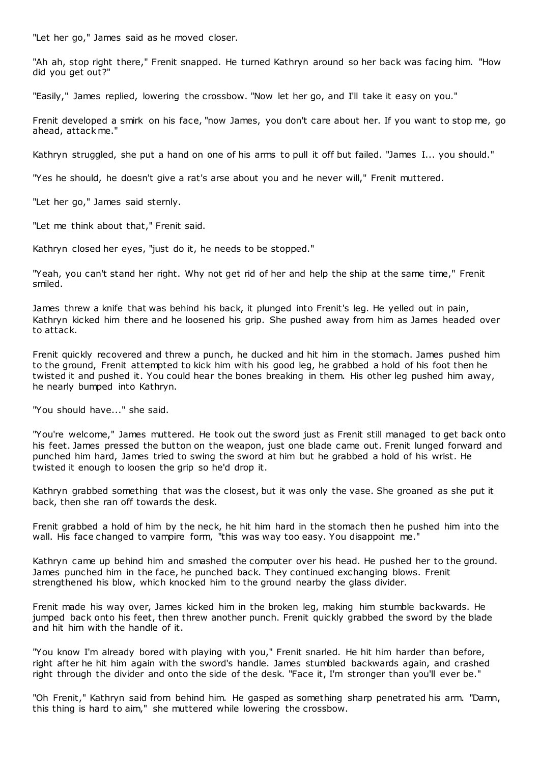"Let her go," James said as he moved closer.

"Ah ah, stop right there," Frenit snapped. He turned Kathryn around so her back was facing him. "How did you get out?"

"Easily," James replied, lowering the crossbow. "Now let her go, and I'll take it easy on you."

Frenit developed a smirk on his face, "now James, you don't care about her. If you want to stop me, go ahead, attack me."

Kathryn struggled, she put a hand on one of his arms to pull it off but failed. "James I... you should."

"Yes he should, he doesn't give a rat's arse about you and he never will," Frenit muttered.

"Let her go," James said sternly.

"Let me think about that," Frenit said.

Kathryn closed her eyes, "just do it, he needs to be stopped."

"Yeah, you can't stand her right. Why not get rid of her and help the ship at the same time," Frenit smiled.

James threw a knife that was behind his back, it plunged into Frenit's leg. He yelled out in pain, Kathryn kicked him there and he loosened his grip. She pushed away from him as James headed over to attack.

Frenit quickly recovered and threw a punch, he ducked and hit him in the stomach. James pushed him to the ground, Frenit attempted to kick him with his good leg, he grabbed a hold of his foot then he twisted it and pushed it. You could hear the bones breaking in them. His other leg pushed him away, he nearly bumped into Kathryn.

"You should have..." she said.

"You're welcome," James muttered. He took out the sword just as Frenit still managed to get back onto his feet. James pressed the button on the weapon, just one blade came out. Frenit lunged forward and punched him hard, James tried to swing the sword at him but he grabbed a hold of his wrist. He twisted it enough to loosen the grip so he'd drop it.

Kathryn grabbed something that was the closest, but it was only the vase. She groaned as she put it back, then she ran off towards the desk.

Frenit grabbed a hold of him by the neck, he hit him hard in the stomach then he pushed him into the wall. His face changed to vampire form, "this was way too easy. You disappoint me."

Kathryn came up behind him and smashed the computer over his head. He pushed her to the ground. James punched him in the face, he punched back. They continued exchanging blows. Frenit strengthened his blow, which knocked him to the ground nearby the glass divider.

Frenit made his way over, James kicked him in the broken leg, making him stumble backwards. He jumped back onto his feet, then threw another punch. Frenit quickly grabbed the sword by the blade and hit him with the handle of it.

"You know I'm already bored with playing with you," Frenit snarled. He hit him harder than before, right after he hit him again with the sword's handle. James stumbled backwards again, and crashed right through the divider and onto the side of the desk. "Face it, I'm stronger than you'll ever be."

"Oh Frenit," Kathryn said from behind him. He gasped as something sharp penetrated his arm. "Damn, this thing is hard to aim," she muttered while lowering the crossbow.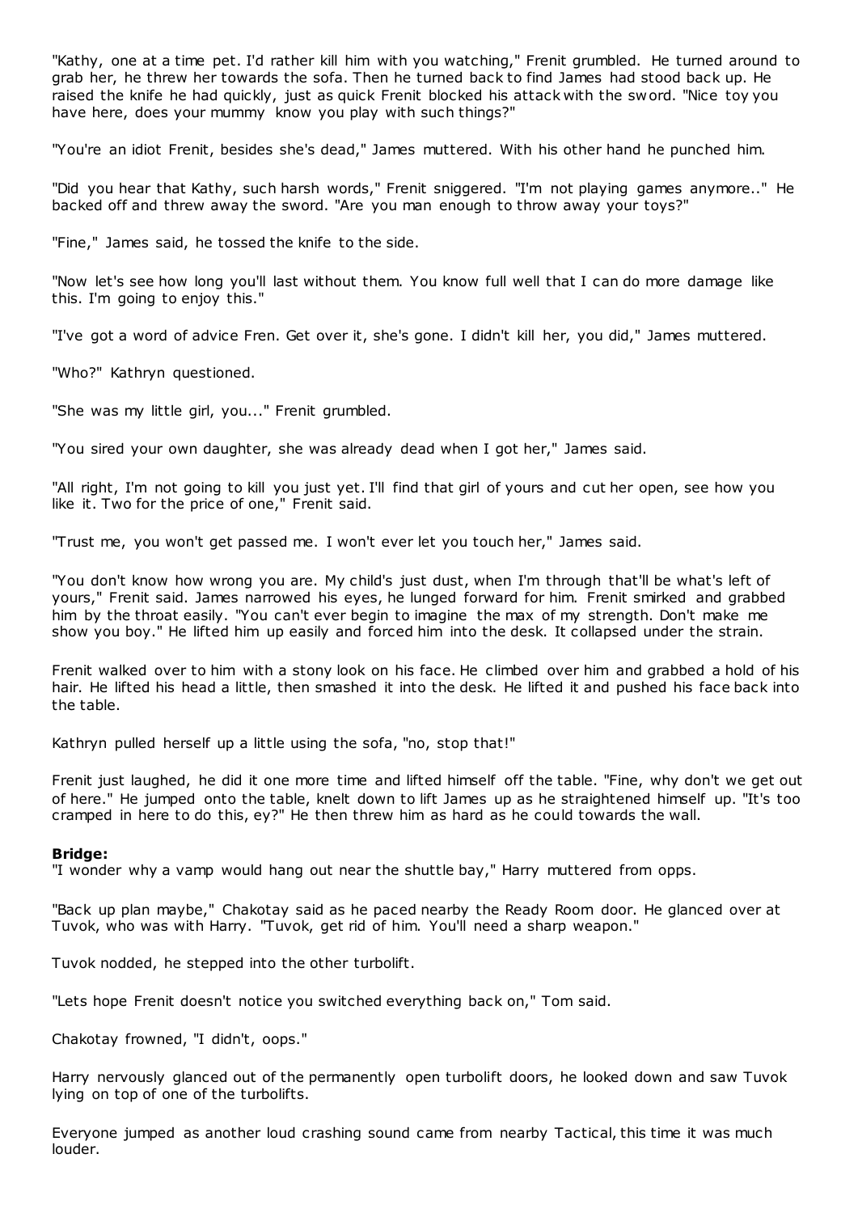"Kathy, one at a time pet. I'd rather kill him with you watching," Frenit grumbled. He turned around to grab her, he threw her towards the sofa. Then he turned back to find James had stood back up. He raised the knife he had quickly, just as quick Frenit blocked his attack with the sword. "Nice toy you have here, does your mummy know you play with such things?"

"You're an idiot Frenit, besides she's dead," James muttered. With his other hand he punched him.

"Did you hear that Kathy, such harsh words," Frenit sniggered. "I'm not playing games anymore.." He backed off and threw away the sword. "Are you man enough to throw away your toys?"

"Fine," James said, he tossed the knife to the side.

"Now let's see how long you'll last without them. You know full well that I can do more damage like this. I'm going to enjoy this."

"I've got a word of advice Fren. Get over it, she's gone. I didn't kill her, you did," James muttered.

"Who?" Kathryn questioned.

"She was my little girl, you..." Frenit grumbled.

"You sired your own daughter, she was already dead when I got her," James said.

"All right, I'm not going to kill you just yet. I'll find that girl of yours and cut her open, see how you like it. Two for the price of one," Frenit said.

"Trust me, you won't get passed me. I won't ever let you touch her," James said.

"You don't know how wrong you are. My child's just dust, when I'm through that'll be what's left of yours," Frenit said. James narrowed his eyes, he lunged forward for him. Frenit smirked and grabbed him by the throat easily. "You can't ever begin to imagine the max of my strength. Don't make me show you boy." He lifted him up easily and forced him into the desk. It collapsed under the strain.

Frenit walked over to him with a stony look on his face. He climbed over him and grabbed a hold of his hair. He lifted his head a little, then smashed it into the desk. He lifted it and pushed his face back into the table.

Kathryn pulled herself up a little using the sofa, "no, stop that!"

Frenit just laughed, he did it one more time and lifted himself off the table. "Fine, why don't we get out of here." He jumped onto the table, knelt down to lift James up as he straightened himself up. "It's too cramped in here to do this, ey?" He then threw him as hard as he could towards the wall.

**Bridge:**
"I wonder why a vamp would hang out near the shuttle bay," Harry muttered from opps.

"Back up plan maybe," Chakotay said as he paced nearby the Ready Room door. He glanced over at Tuvok, who was with Harry. "Tuvok, get rid of him. You'll need a sharp weapon."

Tuvok nodded, he stepped into the other turbolift.

"Lets hope Frenit doesn't notice you switched everything back on," Tom said.

Chakotay frowned, "I didn't, oops."

Harry nervously glanced out of the permanently open turbolift doors, he looked down and saw Tuvok lying on top of one of the turbolifts.

Everyone jumped as another loud crashing sound came from nearby Tactical, this time it was much louder.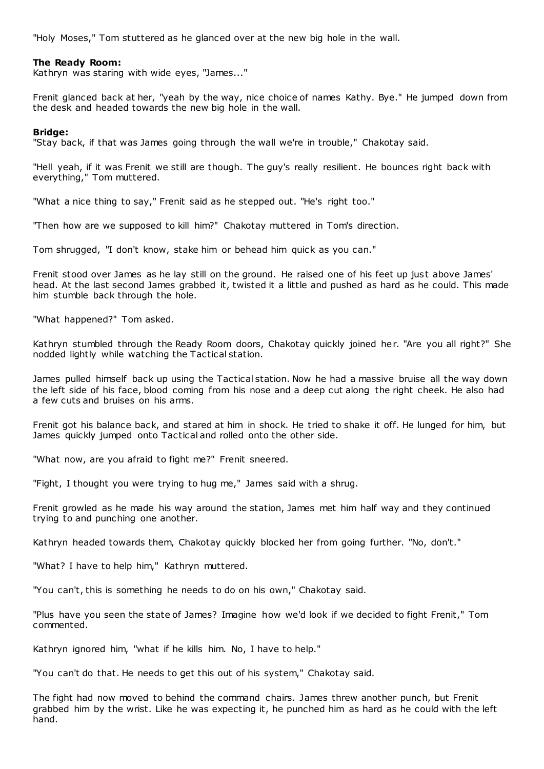"Holy Moses," Tom stuttered as he glanced over at the new big hole in the wall.

**The Ready Room:**

Kathryn was staring with wide eyes, "James..."

Frenit glanced back at her, "yeah by the way, nice choice of names Kathy. Bye." He jumped down from the desk and headed towards the new big hole in the wall.

**Bridge:**

"Stay back, if that was James going through the wall we're in trouble," Chakotay said.

"Hell yeah, if it was Frenit we still are though. The guy's really resilient. He bounces right back with everything," Tom muttered.

"What a nice thing to say," Frenit said as he stepped out. "He's right too."

"Then how are we supposed to kill him?" Chakotay muttered in Tom's direction.

Tom shrugged, "I don't know, stake him or behead him quick as you can."

Frenit stood over James as he lay still on the ground. He raised one of his feet up just above James' head. At the last second James grabbed it, twisted it a little and pushed as hard as he could. This made him stumble back through the hole.

"What happened?" Tom asked.

Kathryn stumbled through the Ready Room doors, Chakotay quickly joined her. "Are you all right?" She nodded lightly while watching the Tactical station.

James pulled himself back up using the Tactical station. Now he had a massive bruise all the way down the left side of his face, blood coming from his nose and a deep cut along the right cheek. He also had a few cuts and bruises on his arms.

Frenit got his balance back, and stared at him in shock. He tried to shake it off. He lunged for him, but James quickly jumped onto Tactical and rolled onto the other side.

"What now, are you afraid to fight me?" Frenit sneered.

"Fight, I thought you were trying to hug me," James said with a shrug.

Frenit growled as he made his way around the station, James met him half way and they continued trying to and punching one another.

Kathryn headed towards them, Chakotay quickly blocked her from going further. "No, don't."

"What? I have to help him," Kathryn muttered.

"You can't, this is something he needs to do on his own," Chakotay said.

"Plus have you seen the state of James? Imagine how we'd look if we decided to fight Frenit," Tom commented.

Kathryn ignored him, "what if he kills him. No, I have to help."

"You can't do that. He needs to get this out of his system," Chakotay said.

The fight had now moved to behind the command chairs. James threw another punch, but Frenit grabbed him by the wrist. Like he was expecting it, he punched him as hard as he could with the left hand.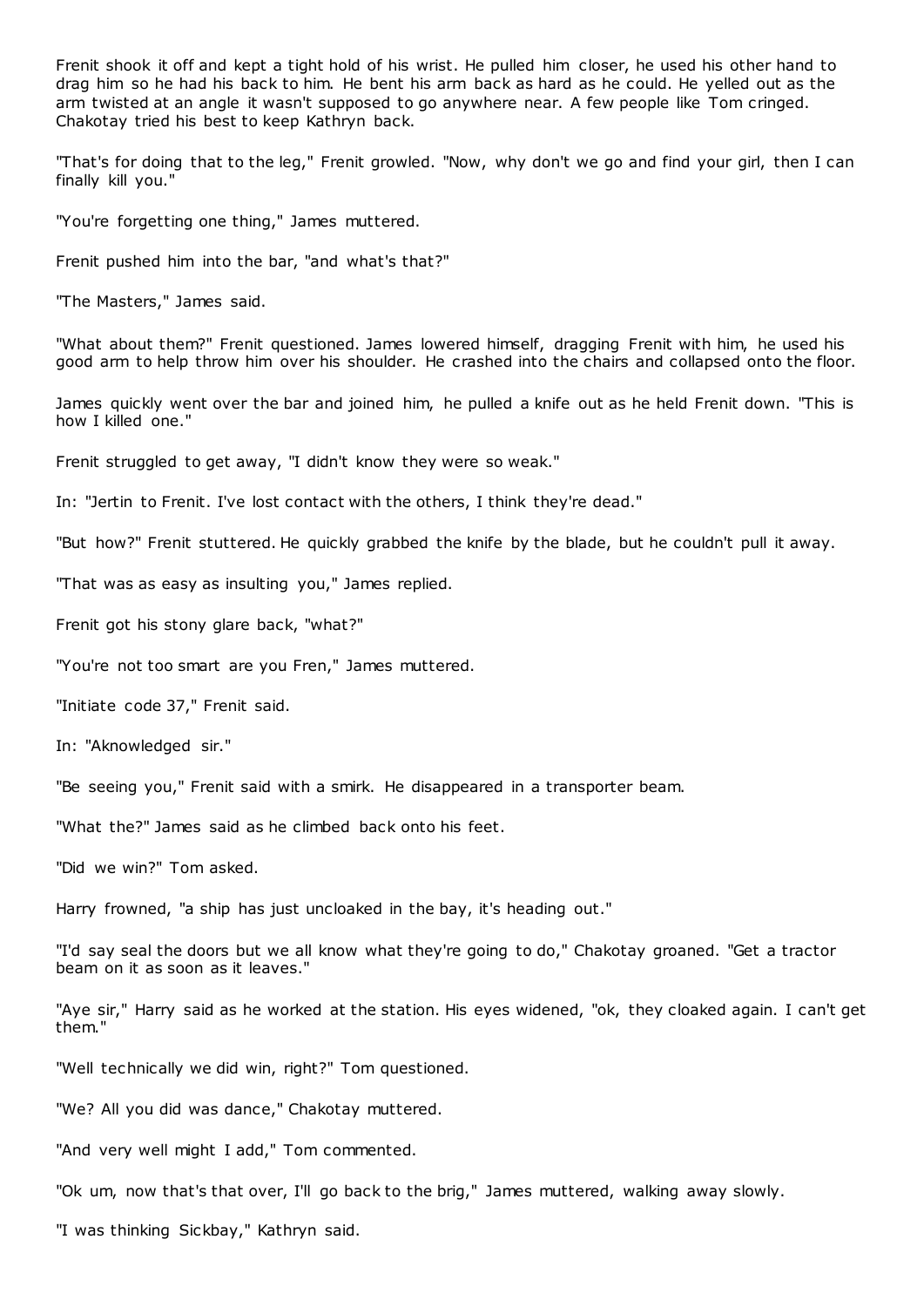Frenit shook it off and kept a tight hold of his wrist. He pulled him closer, he used his other hand to drag him so he had his back to him. He bent his arm back as hard as he could. He yelled out as the arm twisted at an angle it wasn't supposed to go anywhere near. A few people like Tom cringed. Chakotay tried his best to keep Kathryn back.

"That's for doing that to the leg," Frenit growled. "Now, why don't we go and find your girl, then I can finally kill you."

"You're forgetting one thing," James muttered.

Frenit pushed him into the bar, "and what's that?"

"The Masters," James said.

"What about them?" Frenit questioned. James lowered himself, dragging Frenit with him, he used his good arm to help throw him over his shoulder. He crashed into the chairs and collapsed onto the floor.

James quickly went over the bar and joined him, he pulled a knife out as he held Frenit down. "This is how I killed one."

Frenit struggled to get away, "I didn't know they were so weak."

In: "Jertin to Frenit. I've lost contact with the others, I think they're dead."

"But how?" Frenit stuttered. He quickly grabbed the knife by the blade, but he couldn't pull it away.

"That was as easy as insulting you," James replied.

Frenit got his stony glare back, "what?"

"You're not too smart are you Fren," James muttered.

"Initiate code 37," Frenit said.

In: "Aknowledged sir."

"Be seeing you," Frenit said with a smirk. He disappeared in a transporter beam.

"What the?" James said as he climbed back onto his feet.

"Did we win?" Tom asked.

Harry frowned, "a ship has just uncloaked in the bay, it's heading out."

"I'd say seal the doors but we all know what they're going to do," Chakotay groaned. "Get a tractor beam on it as soon as it leaves."

"Aye sir," Harry said as he worked at the station. His eyes widened, "ok, they cloaked again. I can't get them."

"Well technically we did win, right?" Tom questioned.

"We? All you did was dance," Chakotay muttered.

"And very well might I add," Tom commented.

"Ok um, now that's that over, I'll go back to the brig," James muttered, walking away slowly.

"I was thinking Sickbay," Kathryn said.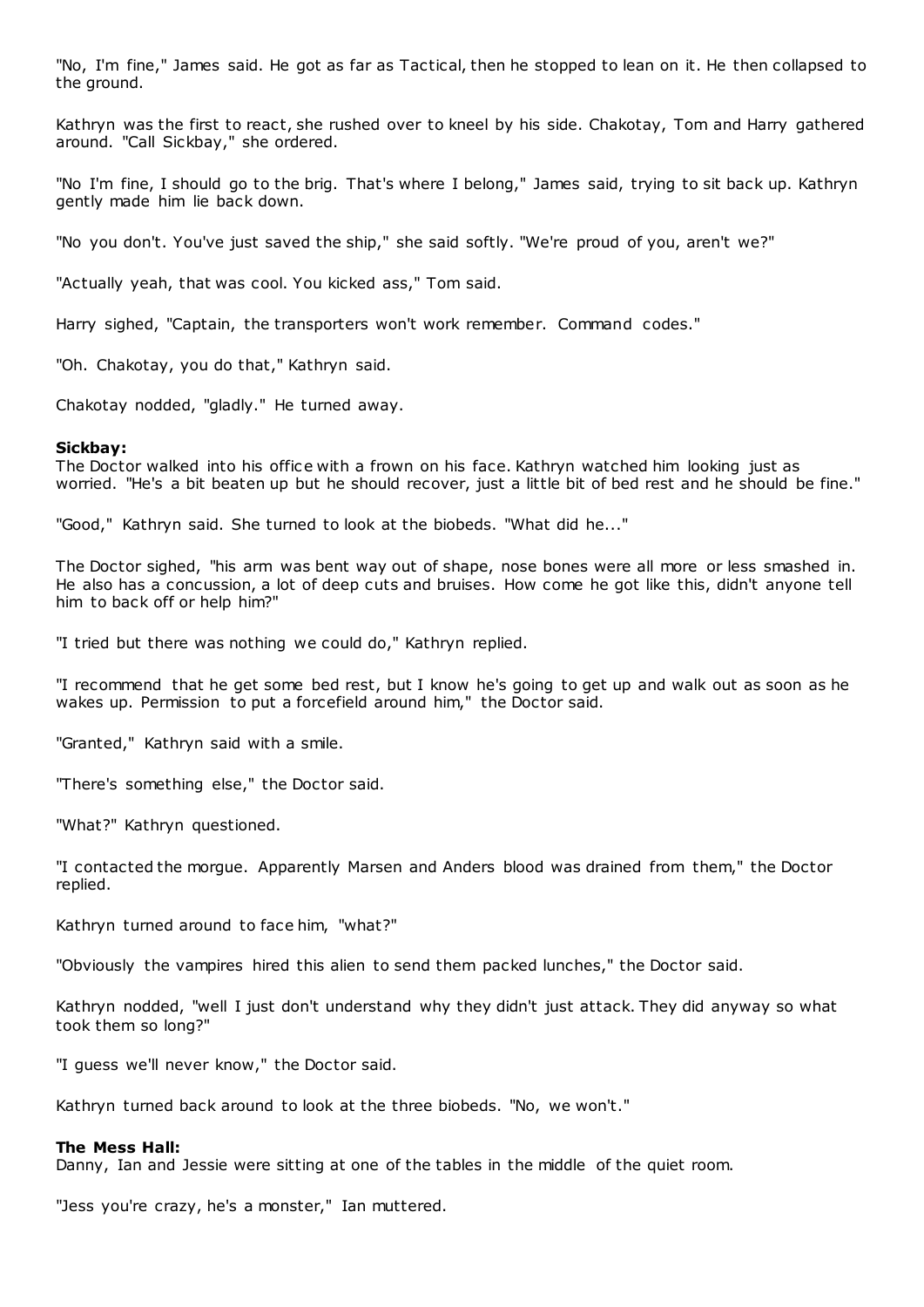"No, I'm fine," James said. He got as far as Tactical, then he stopped to lean on it. He then collapsed to the ground.

Kathryn was the first to react, she rushed over to kneel by his side. Chakotay, Tom and Harry gathered around. "Call Sickbay," she ordered.

"No I'm fine, I should go to the brig. That's where I belong," James said, trying to sit back up. Kathryn gently made him lie back down.

"No you don't. You've just saved the ship," she said softly. "We're proud of you, aren't we?"

"Actually yeah, that was cool. You kicked ass," Tom said.

Harry sighed, "Captain, the transporters won't work remember. Command codes."

"Oh. Chakotay, you do that," Kathryn said.

Chakotay nodded, "gladly." He turned away.

**Sickbay:**
The Doctor walked into his office with a frown on his face. Kathryn watched him looking just as worried. "He's a bit beaten up but he should recover, just a little bit of bed rest and he should be fine."

"Good," Kathryn said. She turned to look at the biobeds. "What did he..."

The Doctor sighed, "his arm was bent way out of shape, nose bones were all more or less smashed in. He also has a concussion, a lot of deep cuts and bruises. How come he got like this, didn't anyone tell him to back off or help him?"

"I tried but there was nothing we could do," Kathryn replied.

"I recommend that he get some bed rest, but I know he's going to get up and walk out as soon as he wakes up. Permission to put a forcefield around him," the Doctor said.

"Granted," Kathryn said with a smile.

"There's something else," the Doctor said.

"What?" Kathryn questioned.

"I contacted the morgue. Apparently Marsen and Anders blood was drained from them," the Doctor replied.

Kathryn turned around to face him, "what?"

"Obviously the vampires hired this alien to send them packed lunches," the Doctor said.

Kathryn nodded, "well I just don't understand why they didn't just attack. They did anyway so what took them so long?"

"I guess we'll never know," the Doctor said.

Kathryn turned back around to look at the three biobeds. "No, we won't."

**The Mess Hall:**
Danny, Ian and Jessie were sitting at one of the tables in the middle of the quiet room.

"Jess you're crazy, he's a monster," Ian muttered.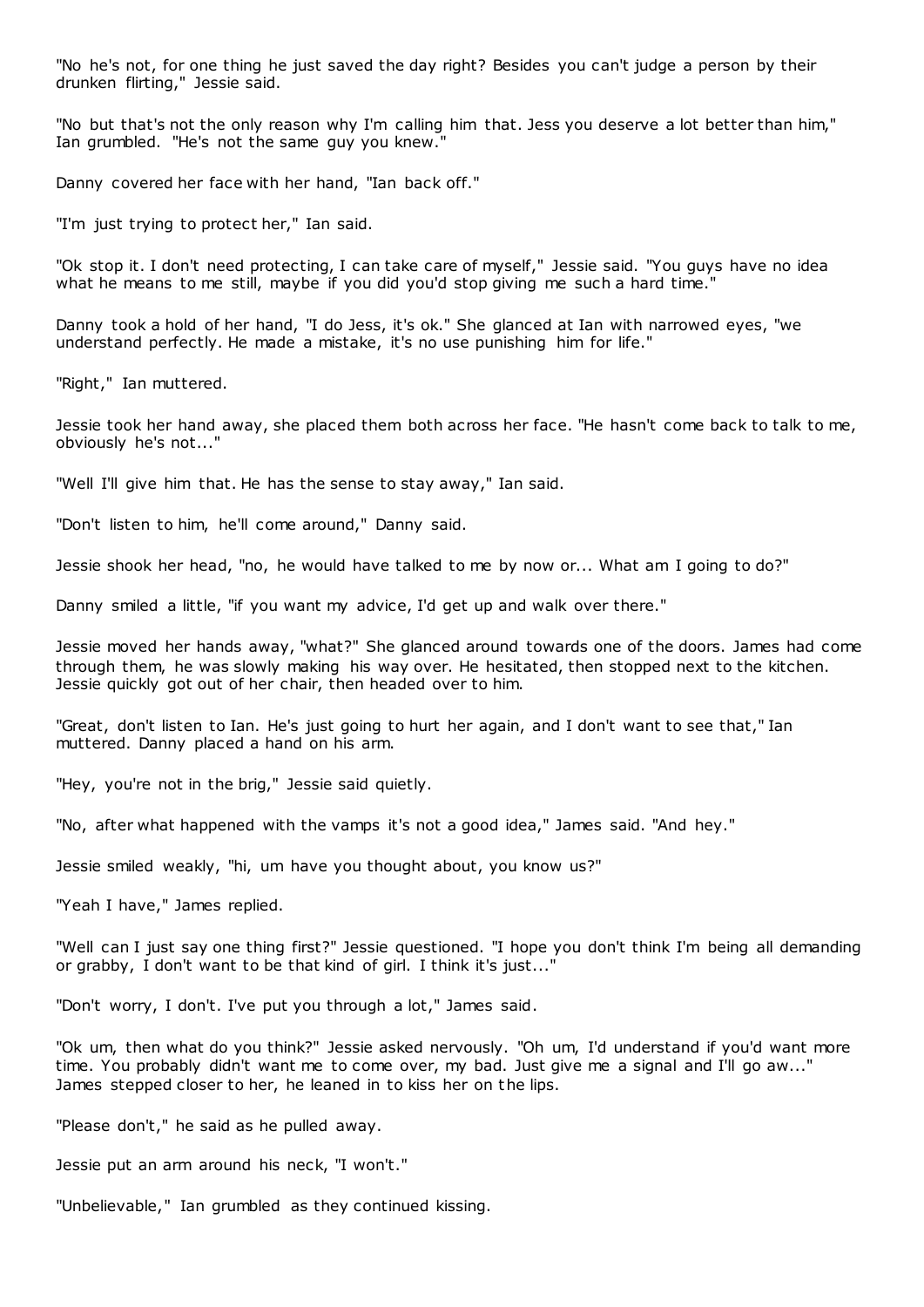"No he's not, for one thing he just saved the day right? Besides you can't judge a person by their drunken flirting," Jessie said.

"No but that's not the only reason why I'm calling him that. Jess you deserve a lot better than him," Ian grumbled. "He's not the same guy you knew."

Danny covered her face with her hand, "Ian back off."

"I'm just trying to protect her," Ian said.

"Ok stop it. I don't need protecting, I can take care of myself," Jessie said. "You guys have no idea what he means to me still, maybe if you did you'd stop giving me such a hard time."

Danny took a hold of her hand, "I do Jess, it's ok." She glanced at Ian with narrowed eyes, "we understand perfectly. He made a mistake, it's no use punishing him for life."

"Right," Ian muttered.

Jessie took her hand away, she placed them both across her face. "He hasn't come back to talk to me, obviously he's not..."

"Well I'll give him that. He has the sense to stay away," Ian said.

"Don't listen to him, he'll come around," Danny said.

Jessie shook her head, "no, he would have talked to me by now or... What am I going to do?"

Danny smiled a little, "if you want my advice, I'd get up and walk over there."

Jessie moved her hands away, "what?" She glanced around towards one of the doors. James had come through them, he was slowly making his way over. He hesitated, then stopped next to the kitchen. Jessie quickly got out of her chair, then headed over to him.

"Great, don't listen to Ian. He's just going to hurt her again, and I don't want to see that," Ian muttered. Danny placed a hand on his arm.

"Hey, you're not in the brig," Jessie said quietly.

"No, after what happened with the vamps it's not a good idea," James said. "And hey."

Jessie smiled weakly, "hi, um have you thought about, you know us?"

"Yeah I have," James replied.

"Well can I just say one thing first?" Jessie questioned. "I hope you don't think I'm being all demanding or grabby, I don't want to be that kind of girl. I think it's just..."

"Don't worry, I don't. I've put you through a lot," James said.

"Ok um, then what do you think?" Jessie asked nervously. "Oh um, I'd understand if you'd want more time. You probably didn't want me to come over, my bad. Just give me a signal and I'll go aw..." James stepped closer to her, he leaned in to kiss her on the lips.

"Please don't," he said as he pulled away.

Jessie put an arm around his neck, "I won't."

"Unbelievable," Ian grumbled as they continued kissing.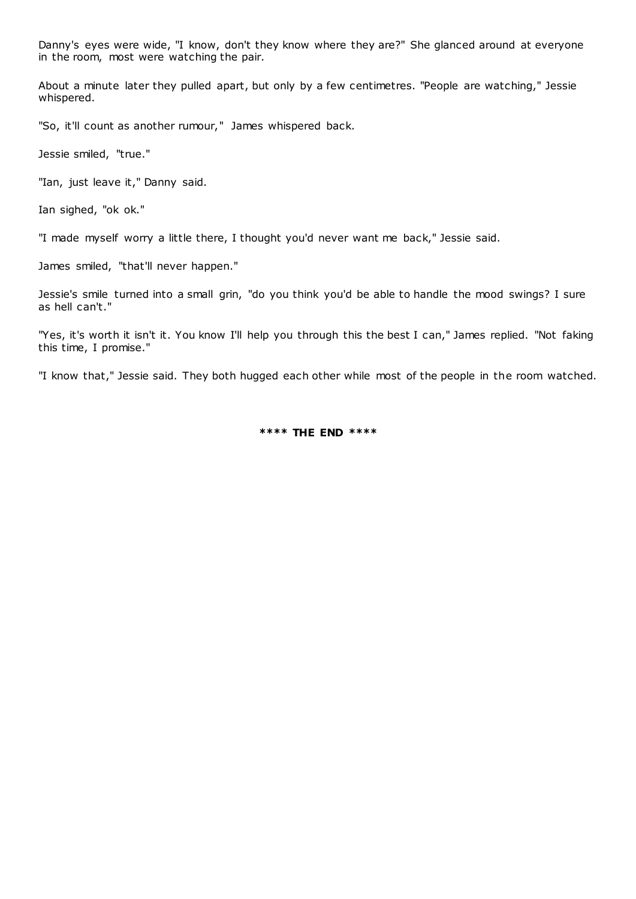Danny's eyes were wide, "I know, don't they know where they are?" She glanced around at everyone in the room, most were watching the pair.

About a minute later they pulled apart, but only by a few centimetres. "People are watching," Jessie whispered.

"So, it'll count as another rumour," James whispered back.

Jessie smiled, "true."

"Ian, just leave it," Danny said.

Ian sighed, "ok ok."

"I made myself worry a little there, I thought you'd never want me back," Jessie said.

James smiled, "that'll never happen."

Jessie's smile turned into a small grin, "do you think you'd be able to handle the mood swings? I sure as hell can't."

"Yes, it's worth it isn't it. You know I'll help you through this the best I can," James replied. "Not faking this time, I promise."

"I know that," Jessie said. They both hugged each other while most of the people in the room watched.

**\*\*\*\* THE END \*\*\*\***